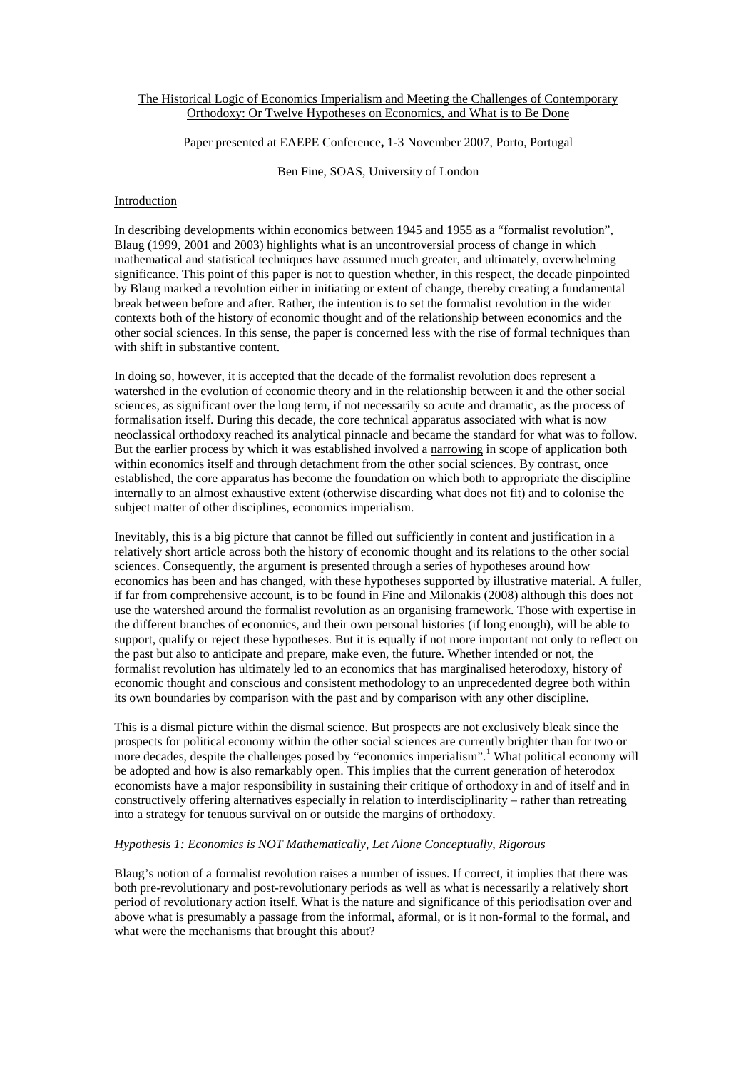# The Historical Logic of Economics Imperialism and Meeting the Challenges of Contemporary Orthodoxy: Or Twelve Hypotheses on Economics, and What is to Be Done

Paper presented at EAEPE Conference**,** 1-3 November 2007, Porto, Portugal

Ben Fine, SOAS, University of London

## Introduction

In describing developments within economics between 1945 and 1955 as a "formalist revolution", Blaug (1999, 2001 and 2003) highlights what is an uncontroversial process of change in which mathematical and statistical techniques have assumed much greater, and ultimately, overwhelming significance. This point of this paper is not to question whether, in this respect, the decade pinpointed by Blaug marked a revolution either in initiating or extent of change, thereby creating a fundamental break between before and after. Rather, the intention is to set the formalist revolution in the wider contexts both of the history of economic thought and of the relationship between economics and the other social sciences. In this sense, the paper is concerned less with the rise of formal techniques than with shift in substantive content.

In doing so, however, it is accepted that the decade of the formalist revolution does represent a watershed in the evolution of economic theory and in the relationship between it and the other social sciences, as significant over the long term, if not necessarily so acute and dramatic, as the process of formalisation itself. During this decade, the core technical apparatus associated with what is now neoclassical orthodoxy reached its analytical pinnacle and became the standard for what was to follow. But the earlier process by which it was established involved a narrowing in scope of application both within economics itself and through detachment from the other social sciences. By contrast, once established, the core apparatus has become the foundation on which both to appropriate the discipline internally to an almost exhaustive extent (otherwise discarding what does not fit) and to colonise the subject matter of other disciplines, economics imperialism.

Inevitably, this is a big picture that cannot be filled out sufficiently in content and justification in a relatively short article across both the history of economic thought and its relations to the other social sciences. Consequently, the argument is presented through a series of hypotheses around how economics has been and has changed, with these hypotheses supported by illustrative material. A fuller, if far from comprehensive account, is to be found in Fine and Milonakis (2008) although this does not use the watershed around the formalist revolution as an organising framework. Those with expertise in the different branches of economics, and their own personal histories (if long enough), will be able to support, qualify or reject these hypotheses. But it is equally if not more important not only to reflect on the past but also to anticipate and prepare, make even, the future. Whether intended or not, the formalist revolution has ultimately led to an economics that has marginalised heterodoxy, history of economic thought and conscious and consistent methodology to an unprecedented degree both within its own boundaries by comparison with the past and by comparison with any other discipline.

This is a dismal picture within the dismal science. But prospects are not exclusively bleak since the prospects for political economy within the other social sciences are currently brighter than for two or more decades, despite the challenges posed by "economics imperialism".[1] What political economy will be adopted and how is also remarkably open. This implies that the current generation of heterodox economists have a major responsibility in sustaining their critique of orthodoxy in and of itself and in constructively offering alternatives especially in relation to interdisciplinarity – rather than retreating into a strategy for tenuous survival on or outside the margins of orthodoxy.

### *Hypothesis 1: Economics is NOT Mathematically, Let Alone Conceptually, Rigorous*

Blaug's notion of a formalist revolution raises a number of issues. If correct, it implies that there was both pre-revolutionary and post-revolutionary periods as well as what is necessarily a relatively short period of revolutionary action itself. What is the nature and significance of this periodisation over and above what is presumably a passage from the informal, aformal, or is it non-formal to the formal, and what were the mechanisms that brought this about?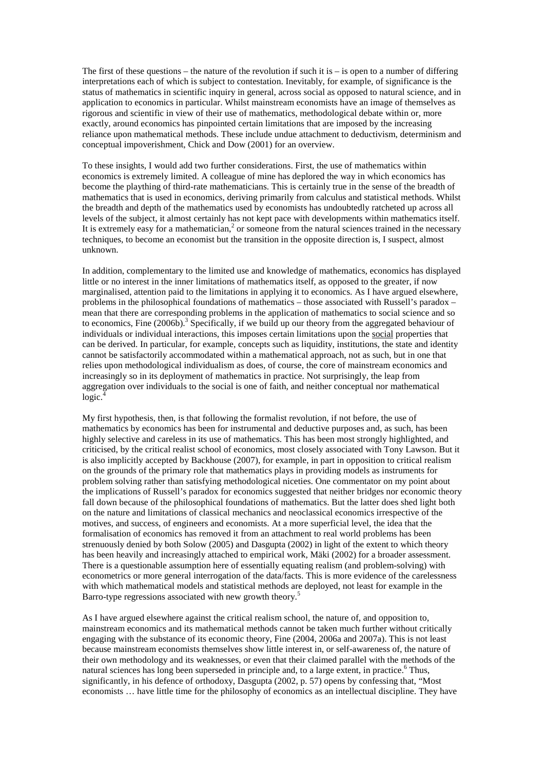The first of these questions – the nature of the revolution if such it is – is open to a number of differing interpretations each of which is subject to contestation. Inevitably, for example, of significance is the status of mathematics in scientific inquiry in general, across social as opposed to natural science, and in application to economics in particular. Whilst mainstream economists have an image of themselves as rigorous and scientific in view of their use of mathematics, methodological debate within or, more exactly, around economics has pinpointed certain limitations that are imposed by the increasing reliance upon mathematical methods. These include undue attachment to deductivism, determinism and conceptual impoverishment, Chick and Dow (2001) for an overview.

To these insights, I would add two further considerations. First, the use of mathematics within economics is extremely limited. A colleague of mine has deplored the way in which economics has become the plaything of third-rate mathematicians. This is certainly true in the sense of the breadth of mathematics that is used in economics, deriving primarily from calculus and statistical methods. Whilst the breadth and depth of the mathematics used by economists has undoubtedly ratcheted up across all levels of the subject, it almost certainly has not kept pace with developments within mathematics itself. It is extremely easy for a mathematician,[2] or someone from the natural sciences trained in the necessary techniques, to become an economist but the transition in the opposite direction is, I suspect, almost unknown.

In addition, complementary to the limited use and knowledge of mathematics, economics has displayed little or no interest in the inner limitations of mathematics itself, as opposed to the greater, if now marginalised, attention paid to the limitations in applying it to economics. As I have argued elsewhere, problems in the philosophical foundations of mathematics – those associated with Russell's paradox – mean that there are corresponding problems in the application of mathematics to social science and so to economics, Fine (2006b).[3] Specifically, if we build up our theory from the aggregated behaviour of individuals or individual interactions, this imposes certain limitations upon the social properties that can be derived. In particular, for example, concepts such as liquidity, institutions, the state and identity cannot be satisfactorily accommodated within a mathematical approach, not as such, but in one that relies upon methodological individualism as does, of course, the core of mainstream economics and increasingly so in its deployment of mathematics in practice. Not surprisingly, the leap from aggregation over individuals to the social is one of faith, and neither conceptual nor mathematical logic.[4]

My first hypothesis, then, is that following the formalist revolution, if not before, the use of mathematics by economics has been for instrumental and deductive purposes and, as such, has been highly selective and careless in its use of mathematics. This has been most strongly highlighted, and criticised, by the critical realist school of economics, most closely associated with Tony Lawson. But it is also implicitly accepted by Backhouse (2007), for example, in part in opposition to critical realism on the grounds of the primary role that mathematics plays in providing models as instruments for problem solving rather than satisfying methodological niceties. One commentator on my point about the implications of Russell's paradox for economics suggested that neither bridges nor economic theory fall down because of the philosophical foundations of mathematics. But the latter does shed light both on the nature and limitations of classical mechanics and neoclassical economics irrespective of the motives, and success, of engineers and economists. At a more superficial level, the idea that the formalisation of economics has removed it from an attachment to real world problems has been strenuously denied by both Solow (2005) and Dasgupta (2002) in light of the extent to which theory has been heavily and increasingly attached to empirical work, Mäki (2002) for a broader assessment. There is a questionable assumption here of essentially equating realism (and problem-solving) with econometrics or more general interrogation of the data/facts. This is more evidence of the carelessness with which mathematical models and statistical methods are deployed, not least for example in the Barro-type regressions associated with new growth theory.[5]

As I have argued elsewhere against the critical realism school, the nature of, and opposition to, mainstream economics and its mathematical methods cannot be taken much further without critically engaging with the substance of its economic theory, Fine (2004, 2006a and 2007a). This is not least because mainstream economists themselves show little interest in, or self-awareness of, the nature of their own methodology and its weaknesses, or even that their claimed parallel with the methods of the natural sciences has long been superseded in principle and, to a large extent, in practice.[6] Thus, significantly, in his defence of orthodoxy, Dasgupta (2002, p. 57) opens by confessing that, "Most economists … have little time for the philosophy of economics as an intellectual discipline. They have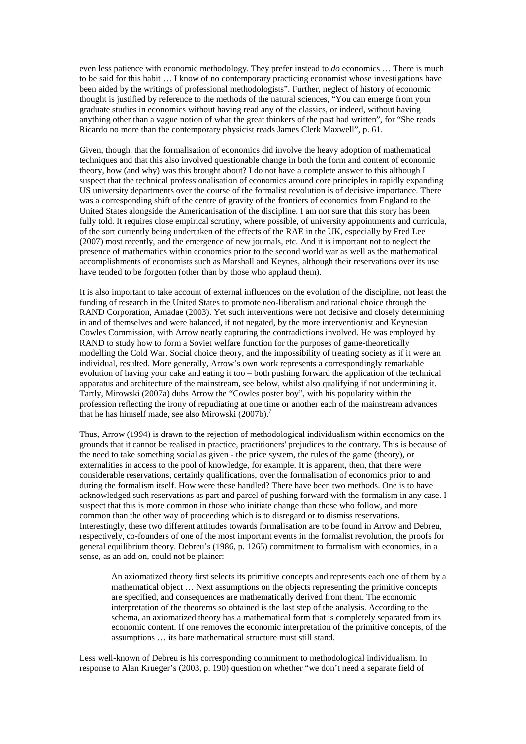even less patience with economic methodology. They prefer instead to *do* economics … There is much to be said for this habit … I know of no contemporary practicing economist whose investigations have been aided by the writings of professional methodologists". Further, neglect of history of economic thought is justified by reference to the methods of the natural sciences, "You can emerge from your graduate studies in economics without having read any of the classics, or indeed, without having anything other than a vague notion of what the great thinkers of the past had written", for "She reads Ricardo no more than the contemporary physicist reads James Clerk Maxwell", p. 61.

Given, though, that the formalisation of economics did involve the heavy adoption of mathematical techniques and that this also involved questionable change in both the form and content of economic theory, how (and why) was this brought about? I do not have a complete answer to this although I suspect that the technical professionalisation of economics around core principles in rapidly expanding US university departments over the course of the formalist revolution is of decisive importance. There was a corresponding shift of the centre of gravity of the frontiers of economics from England to the United States alongside the Americanisation of the discipline. I am not sure that this story has been fully told. It requires close empirical scrutiny, where possible, of university appointments and curricula, of the sort currently being undertaken of the effects of the RAE in the UK, especially by Fred Lee (2007) most recently, and the emergence of new journals, etc. And it is important not to neglect the presence of mathematics within economics prior to the second world war as well as the mathematical accomplishments of economists such as Marshall and Keynes, although their reservations over its use have tended to be forgotten (other than by those who applaud them).

It is also important to take account of external influences on the evolution of the discipline, not least the funding of research in the United States to promote neo-liberalism and rational choice through the RAND Corporation, Amadae (2003). Yet such interventions were not decisive and closely determining in and of themselves and were balanced, if not negated, by the more interventionist and Keynesian Cowles Commission, with Arrow neatly capturing the contradictions involved. He was employed by RAND to study how to form a Soviet welfare function for the purposes of game-theoretically modelling the Cold War. Social choice theory, and the impossibility of treating society as if it were an individual, resulted. More generally, Arrow's own work represents a correspondingly remarkable evolution of having your cake and eating it too – both pushing forward the application of the technical apparatus and architecture of the mainstream, see below, whilst also qualifying if not undermining it. Tartly, Mirowski (2007a) dubs Arrow the "Cowles poster boy", with his popularity within the profession reflecting the irony of repudiating at one time or another each of the mainstream advances that he has himself made, see also Mirowski (2007b).[7]

Thus, Arrow (1994) is drawn to the rejection of methodological individualism within economics on the grounds that it cannot be realised in practice, practitioners' prejudices to the contrary. This is because of the need to take something social as given - the price system, the rules of the game (theory), or externalities in access to the pool of knowledge, for example. It is apparent, then, that there were considerable reservations, certainly qualifications, over the formalisation of economics prior to and during the formalism itself. How were these handled? There have been two methods. One is to have acknowledged such reservations as part and parcel of pushing forward with the formalism in any case. I suspect that this is more common in those who initiate change than those who follow, and more common than the other way of proceeding which is to disregard or to dismiss reservations. Interestingly, these two different attitudes towards formalisation are to be found in Arrow and Debreu, respectively, co-founders of one of the most important events in the formalist revolution, the proofs for general equilibrium theory. Debreu's (1986, p. 1265) commitment to formalism with economics, in a sense, as an add on, could not be plainer:

> An axiomatized theory first selects its primitive concepts and represents each one of them by a mathematical object … Next assumptions on the objects representing the primitive concepts are specified, and consequences are mathematically derived from them. The economic interpretation of the theorems so obtained is the last step of the analysis. According to the schema, an axiomatized theory has a mathematical form that is completely separated from its economic content. If one removes the economic interpretation of the primitive concepts, of the assumptions … its bare mathematical structure must still stand.

Less well-known of Debreu is his corresponding commitment to methodological individualism. In response to Alan Krueger's (2003, p. 190) question on whether "we don't need a separate field of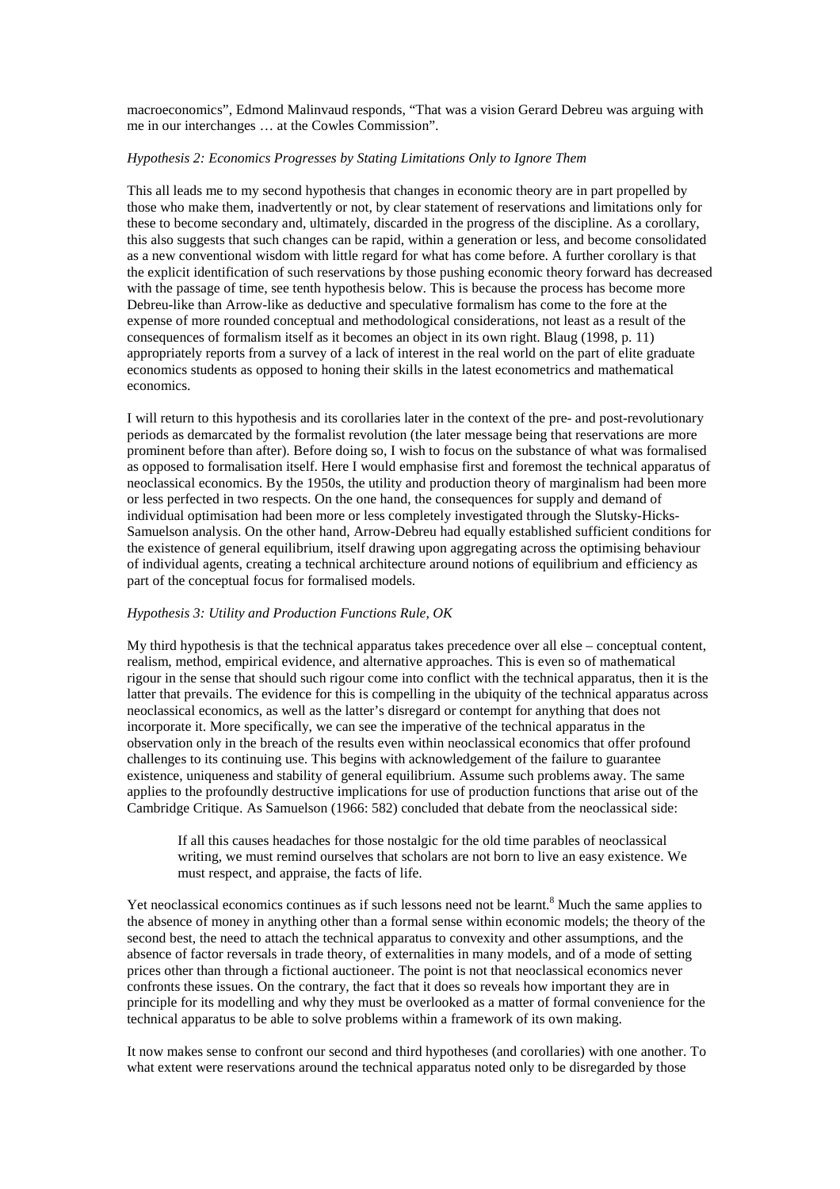macroeconomics", Edmond Malinvaud responds, "That was a vision Gerard Debreu was arguing with me in our interchanges … at the Cowles Commission".

*Hypothesis 2: Economics Progresses by Stating Limitations Only to Ignore Them*

This all leads me to my second hypothesis that changes in economic theory are in part propelled by those who make them, inadvertently or not, by clear statement of reservations and limitations only for these to become secondary and, ultimately, discarded in the progress of the discipline. As a corollary, this also suggests that such changes can be rapid, within a generation or less, and become consolidated as a new conventional wisdom with little regard for what has come before. A further corollary is that the explicit identification of such reservations by those pushing economic theory forward has decreased with the passage of time, see tenth hypothesis below. This is because the process has become more Debreu-like than Arrow-like as deductive and speculative formalism has come to the fore at the expense of more rounded conceptual and methodological considerations, not least as a result of the consequences of formalism itself as it becomes an object in its own right. Blaug (1998, p. 11) appropriately reports from a survey of a lack of interest in the real world on the part of elite graduate economics students as opposed to honing their skills in the latest econometrics and mathematical economics.

I will return to this hypothesis and its corollaries later in the context of the pre- and post-revolutionary periods as demarcated by the formalist revolution (the later message being that reservations are more prominent before than after). Before doing so, I wish to focus on the substance of what was formalised as opposed to formalisation itself. Here I would emphasise first and foremost the technical apparatus of neoclassical economics. By the 1950s, the utility and production theory of marginalism had been more or less perfected in two respects. On the one hand, the consequences for supply and demand of individual optimisation had been more or less completely investigated through the Slutsky-Hicks-Samuelson analysis. On the other hand, Arrow-Debreu had equally established sufficient conditions for the existence of general equilibrium, itself drawing upon aggregating across the optimising behaviour of individual agents, creating a technical architecture around notions of equilibrium and efficiency as part of the conceptual focus for formalised models.

*Hypothesis 3: Utility and Production Functions Rule, OK*

My third hypothesis is that the technical apparatus takes precedence over all else – conceptual content, realism, method, empirical evidence, and alternative approaches. This is even so of mathematical rigour in the sense that should such rigour come into conflict with the technical apparatus, then it is the latter that prevails. The evidence for this is compelling in the ubiquity of the technical apparatus across neoclassical economics, as well as the latter's disregard or contempt for anything that does not incorporate it. More specifically, we can see the imperative of the technical apparatus in the observation only in the breach of the results even within neoclassical economics that offer profound challenges to its continuing use. This begins with acknowledgement of the failure to guarantee existence, uniqueness and stability of general equilibrium. Assume such problems away. The same applies to the profoundly destructive implications for use of production functions that arise out of the Cambridge Critique. As Samuelson (1966: 582) concluded that debate from the neoclassical side:

> If all this causes headaches for those nostalgic for the old time parables of neoclassical writing, we must remind ourselves that scholars are not born to live an easy existence. We must respect, and appraise, the facts of life.

Yet neoclassical economics continues as if such lessons need not be learnt.[8] Much the same applies to the absence of money in anything other than a formal sense within economic models; the theory of the second best, the need to attach the technical apparatus to convexity and other assumptions, and the absence of factor reversals in trade theory, of externalities in many models, and of a mode of setting prices other than through a fictional auctioneer. The point is not that neoclassical economics never confronts these issues. On the contrary, the fact that it does so reveals how important they are in principle for its modelling and why they must be overlooked as a matter of formal convenience for the technical apparatus to be able to solve problems within a framework of its own making.

It now makes sense to confront our second and third hypotheses (and corollaries) with one another. To what extent were reservations around the technical apparatus noted only to be disregarded by those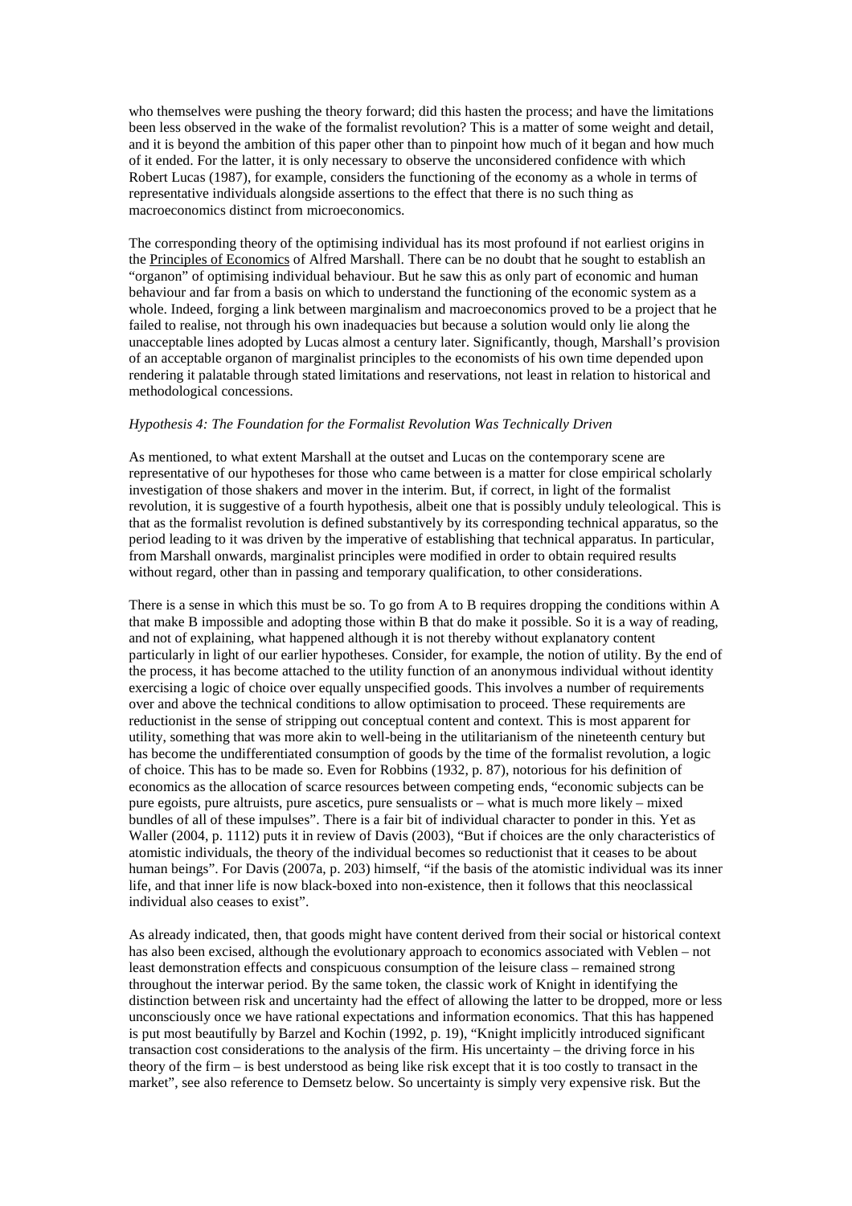who themselves were pushing the theory forward; did this hasten the process; and have the limitations been less observed in the wake of the formalist revolution? This is a matter of some weight and detail, and it is beyond the ambition of this paper other than to pinpoint how much of it began and how much of it ended. For the latter, it is only necessary to observe the unconsidered confidence with which Robert Lucas (1987), for example, considers the functioning of the economy as a whole in terms of representative individuals alongside assertions to the effect that there is no such thing as macroeconomics distinct from microeconomics.

The corresponding theory of the optimising individual has its most profound if not earliest origins in the Principles of Economics of Alfred Marshall. There can be no doubt that he sought to establish an "organon" of optimising individual behaviour. But he saw this as only part of economic and human behaviour and far from a basis on which to understand the functioning of the economic system as a whole. Indeed, forging a link between marginalism and macroeconomics proved to be a project that he failed to realise, not through his own inadequacies but because a solution would only lie along the unacceptable lines adopted by Lucas almost a century later. Significantly, though, Marshall's provision of an acceptable organon of marginalist principles to the economists of his own time depended upon rendering it palatable through stated limitations and reservations, not least in relation to historical and methodological concessions.

*Hypothesis 4: The Foundation for the Formalist Revolution Was Technically Driven*

As mentioned, to what extent Marshall at the outset and Lucas on the contemporary scene are representative of our hypotheses for those who came between is a matter for close empirical scholarly investigation of those shakers and mover in the interim. But, if correct, in light of the formalist revolution, it is suggestive of a fourth hypothesis, albeit one that is possibly unduly teleological. This is that as the formalist revolution is defined substantively by its corresponding technical apparatus, so the period leading to it was driven by the imperative of establishing that technical apparatus. In particular, from Marshall onwards, marginalist principles were modified in order to obtain required results without regard, other than in passing and temporary qualification, to other considerations.

There is a sense in which this must be so. To go from A to B requires dropping the conditions within A that make B impossible and adopting those within B that do make it possible. So it is a way of reading, and not of explaining, what happened although it is not thereby without explanatory content particularly in light of our earlier hypotheses. Consider, for example, the notion of utility. By the end of the process, it has become attached to the utility function of an anonymous individual without identity exercising a logic of choice over equally unspecified goods. This involves a number of requirements over and above the technical conditions to allow optimisation to proceed. These requirements are reductionist in the sense of stripping out conceptual content and context. This is most apparent for utility, something that was more akin to well-being in the utilitarianism of the nineteenth century but has become the undifferentiated consumption of goods by the time of the formalist revolution, a logic of choice. This has to be made so. Even for Robbins (1932, p. 87), notorious for his definition of economics as the allocation of scarce resources between competing ends, "economic subjects can be pure egoists, pure altruists, pure ascetics, pure sensualists or – what is much more likely – mixed bundles of all of these impulses". There is a fair bit of individual character to ponder in this. Yet as Waller (2004, p. 1112) puts it in review of Davis (2003), "But if choices are the only characteristics of atomistic individuals, the theory of the individual becomes so reductionist that it ceases to be about human beings". For Davis (2007a, p. 203) himself, "if the basis of the atomistic individual was its inner life, and that inner life is now black-boxed into non-existence, then it follows that this neoclassical individual also ceases to exist".

As already indicated, then, that goods might have content derived from their social or historical context has also been excised, although the evolutionary approach to economics associated with Veblen – not least demonstration effects and conspicuous consumption of the leisure class – remained strong throughout the interwar period. By the same token, the classic work of Knight in identifying the distinction between risk and uncertainty had the effect of allowing the latter to be dropped, more or less unconsciously once we have rational expectations and information economics. That this has happened is put most beautifully by Barzel and Kochin (1992, p. 19), "Knight implicitly introduced significant transaction cost considerations to the analysis of the firm. His uncertainty – the driving force in his theory of the firm – is best understood as being like risk except that it is too costly to transact in the market", see also reference to Demsetz below. So uncertainty is simply very expensive risk. But the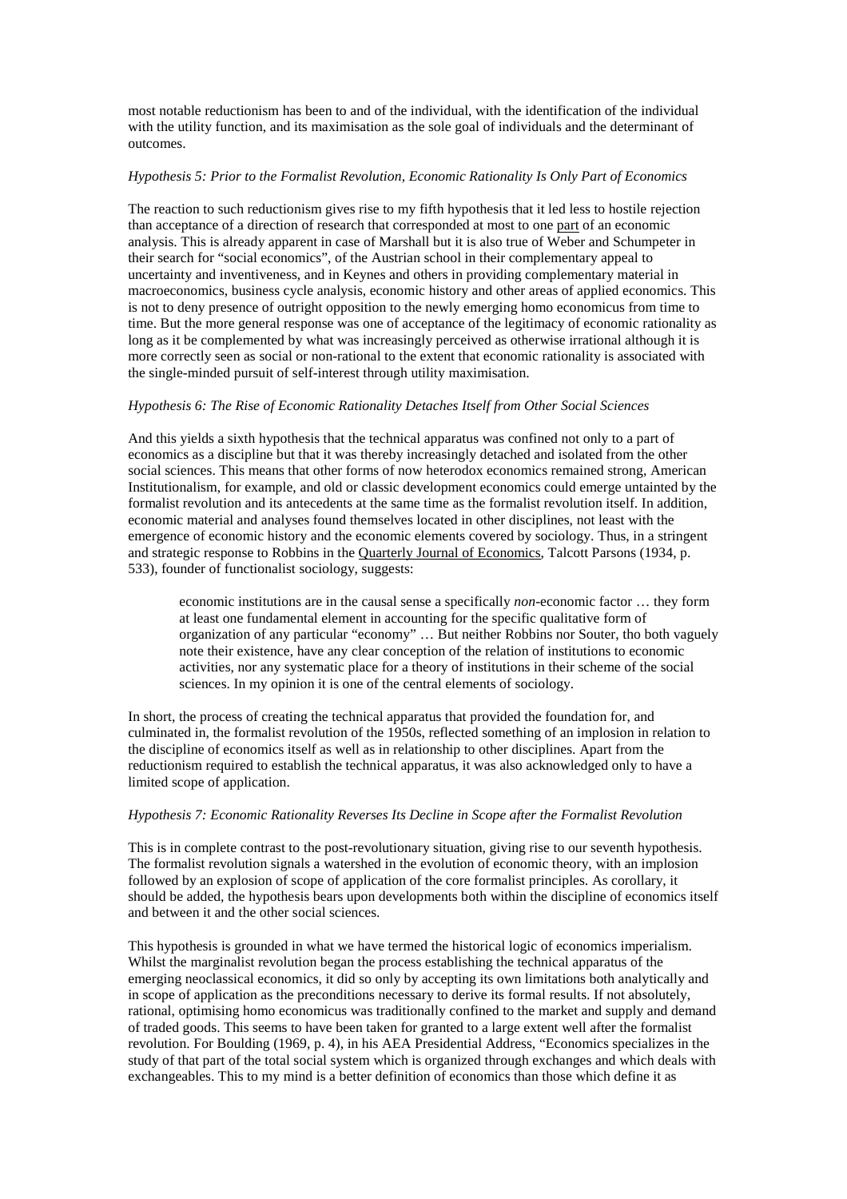most notable reductionism has been to and of the individual, with the identification of the individual with the utility function, and its maximisation as the sole goal of individuals and the determinant of outcomes.

*Hypothesis 5: Prior to the Formalist Revolution, Economic Rationality Is Only Part of Economics*

The reaction to such reductionism gives rise to my fifth hypothesis that it led less to hostile rejection than acceptance of a direction of research that corresponded at most to one part of an economic analysis. This is already apparent in case of Marshall but it is also true of Weber and Schumpeter in their search for "social economics", of the Austrian school in their complementary appeal to uncertainty and inventiveness, and in Keynes and others in providing complementary material in macroeconomics, business cycle analysis, economic history and other areas of applied economics. This is not to deny presence of outright opposition to the newly emerging homo economicus from time to time. But the more general response was one of acceptance of the legitimacy of economic rationality as long as it be complemented by what was increasingly perceived as otherwise irrational although it is more correctly seen as social or non-rational to the extent that economic rationality is associated with the single-minded pursuit of self-interest through utility maximisation.

*Hypothesis 6: The Rise of Economic Rationality Detaches Itself from Other Social Sciences*

And this yields a sixth hypothesis that the technical apparatus was confined not only to a part of economics as a discipline but that it was thereby increasingly detached and isolated from the other social sciences. This means that other forms of now heterodox economics remained strong, American Institutionalism, for example, and old or classic development economics could emerge untainted by the formalist revolution and its antecedents at the same time as the formalist revolution itself. In addition, economic material and analyses found themselves located in other disciplines, not least with the emergence of economic history and the economic elements covered by sociology. Thus, in a stringent and strategic response to Robbins in the Quarterly Journal of Economics, Talcott Parsons (1934, p. 533), founder of functionalist sociology, suggests:

> economic institutions are in the causal sense a specifically *non*-economic factor … they form at least one fundamental element in accounting for the specific qualitative form of organization of any particular "economy" … But neither Robbins nor Souter, tho both vaguely note their existence, have any clear conception of the relation of institutions to economic activities, nor any systematic place for a theory of institutions in their scheme of the social sciences. In my opinion it is one of the central elements of sociology.

In short, the process of creating the technical apparatus that provided the foundation for, and culminated in, the formalist revolution of the 1950s, reflected something of an implosion in relation to the discipline of economics itself as well as in relationship to other disciplines. Apart from the reductionism required to establish the technical apparatus, it was also acknowledged only to have a limited scope of application.

*Hypothesis 7: Economic Rationality Reverses Its Decline in Scope after the Formalist Revolution*

This is in complete contrast to the post-revolutionary situation, giving rise to our seventh hypothesis. The formalist revolution signals a watershed in the evolution of economic theory, with an implosion followed by an explosion of scope of application of the core formalist principles. As corollary, it should be added, the hypothesis bears upon developments both within the discipline of economics itself and between it and the other social sciences.

This hypothesis is grounded in what we have termed the historical logic of economics imperialism. Whilst the marginalist revolution began the process establishing the technical apparatus of the emerging neoclassical economics, it did so only by accepting its own limitations both analytically and in scope of application as the preconditions necessary to derive its formal results. If not absolutely, rational, optimising homo economicus was traditionally confined to the market and supply and demand of traded goods. This seems to have been taken for granted to a large extent well after the formalist revolution. For Boulding (1969, p. 4), in his AEA Presidential Address, "Economics specializes in the study of that part of the total social system which is organized through exchanges and which deals with exchangeables. This to my mind is a better definition of economics than those which define it as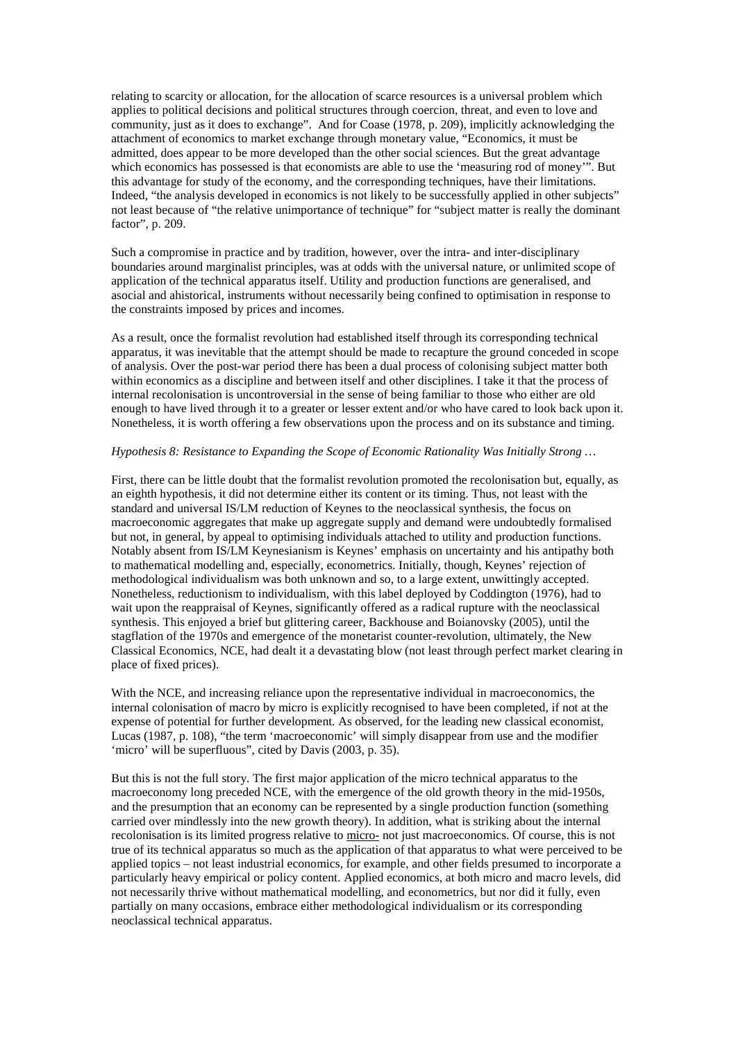relating to scarcity or allocation, for the allocation of scarce resources is a universal problem which applies to political decisions and political structures through coercion, threat, and even to love and community, just as it does to exchange". And for Coase (1978, p. 209), implicitly acknowledging the attachment of economics to market exchange through monetary value, "Economics, it must be admitted, does appear to be more developed than the other social sciences. But the great advantage which economics has possessed is that economists are able to use the 'measuring rod of money'". But this advantage for study of the economy, and the corresponding techniques, have their limitations. Indeed, "the analysis developed in economics is not likely to be successfully applied in other subjects" not least because of "the relative unimportance of technique" for "subject matter is really the dominant factor", p. 209.

Such a compromise in practice and by tradition, however, over the intra- and inter-disciplinary boundaries around marginalist principles, was at odds with the universal nature, or unlimited scope of application of the technical apparatus itself. Utility and production functions are generalised, and asocial and ahistorical, instruments without necessarily being confined to optimisation in response to the constraints imposed by prices and incomes.

As a result, once the formalist revolution had established itself through its corresponding technical apparatus, it was inevitable that the attempt should be made to recapture the ground conceded in scope of analysis. Over the post-war period there has been a dual process of colonising subject matter both within economics as a discipline and between itself and other disciplines. I take it that the process of internal recolonisation is uncontroversial in the sense of being familiar to those who either are old enough to have lived through it to a greater or lesser extent and/or who have cared to look back upon it. Nonetheless, it is worth offering a few observations upon the process and on its substance and timing.

*Hypothesis 8: Resistance to Expanding the Scope of Economic Rationality Was Initially Strong …*

First, there can be little doubt that the formalist revolution promoted the recolonisation but, equally, as an eighth hypothesis, it did not determine either its content or its timing. Thus, not least with the standard and universal IS/LM reduction of Keynes to the neoclassical synthesis, the focus on macroeconomic aggregates that make up aggregate supply and demand were undoubtedly formalised but not, in general, by appeal to optimising individuals attached to utility and production functions. Notably absent from IS/LM Keynesianism is Keynes' emphasis on uncertainty and his antipathy both to mathematical modelling and, especially, econometrics. Initially, though, Keynes' rejection of methodological individualism was both unknown and so, to a large extent, unwittingly accepted. Nonetheless, reductionism to individualism, with this label deployed by Coddington (1976), had to wait upon the reappraisal of Keynes, significantly offered as a radical rupture with the neoclassical synthesis. This enjoyed a brief but glittering career, Backhouse and Boianovsky (2005), until the stagflation of the 1970s and emergence of the monetarist counter-revolution, ultimately, the New Classical Economics, NCE, had dealt it a devastating blow (not least through perfect market clearing in place of fixed prices).

With the NCE, and increasing reliance upon the representative individual in macroeconomics, the internal colonisation of macro by micro is explicitly recognised to have been completed, if not at the expense of potential for further development. As observed, for the leading new classical economist, Lucas (1987, p. 108), "the term 'macroeconomic' will simply disappear from use and the modifier 'micro' will be superfluous", cited by Davis (2003, p. 35).

But this is not the full story. The first major application of the micro technical apparatus to the macroeconomy long preceded NCE, with the emergence of the old growth theory in the mid-1950s, and the presumption that an economy can be represented by a single production function (something carried over mindlessly into the new growth theory). In addition, what is striking about the internal recolonisation is its limited progress relative to <u>micro-</u> not just macroeconomics. Of course, this is not true of its technical apparatus so much as the application of that apparatus to what were perceived to be applied topics – not least industrial economics, for example, and other fields presumed to incorporate a particularly heavy empirical or policy content. Applied economics, at both micro and macro levels, did not necessarily thrive without mathematical modelling, and econometrics, but nor did it fully, even partially on many occasions, embrace either methodological individualism or its corresponding neoclassical technical apparatus.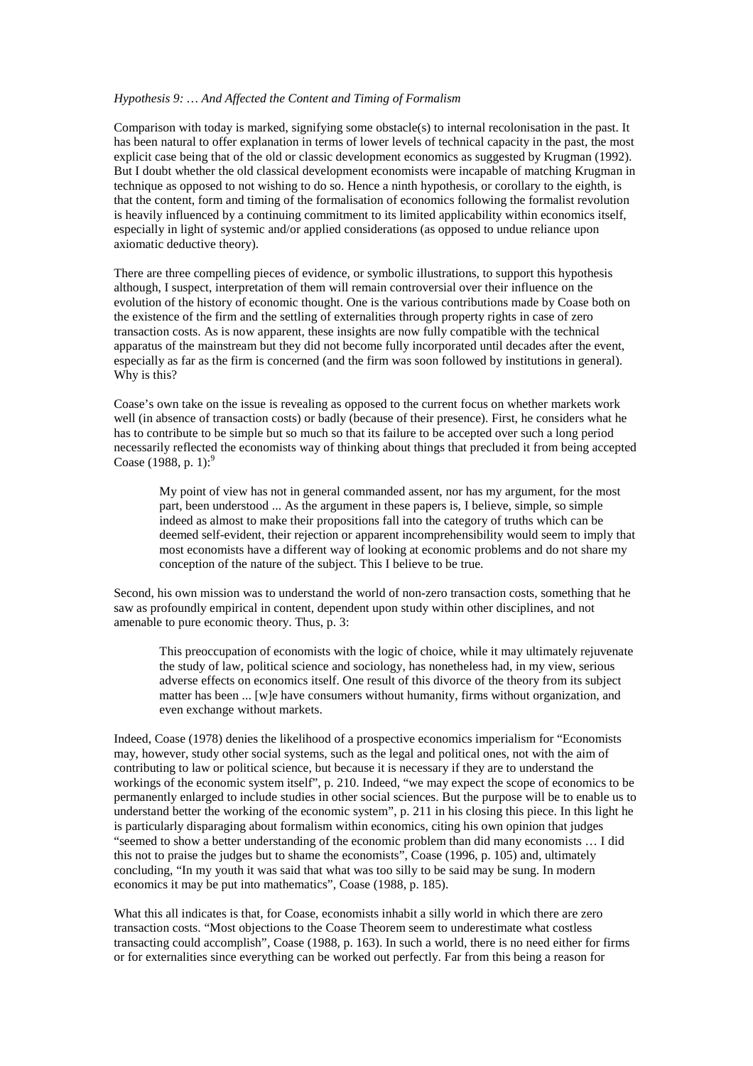*Hypothesis 9: … And Affected the Content and Timing of Formalism*

Comparison with today is marked, signifying some obstacle(s) to internal recolonisation in the past. It has been natural to offer explanation in terms of lower levels of technical capacity in the past, the most explicit case being that of the old or classic development economics as suggested by Krugman (1992). But I doubt whether the old classical development economists were incapable of matching Krugman in technique as opposed to not wishing to do so. Hence a ninth hypothesis, or corollary to the eighth, is that the content, form and timing of the formalisation of economics following the formalist revolution is heavily influenced by a continuing commitment to its limited applicability within economics itself, especially in light of systemic and/or applied considerations (as opposed to undue reliance upon axiomatic deductive theory).

There are three compelling pieces of evidence, or symbolic illustrations, to support this hypothesis although, I suspect, interpretation of them will remain controversial over their influence on the evolution of the history of economic thought. One is the various contributions made by Coase both on the existence of the firm and the settling of externalities through property rights in case of zero transaction costs. As is now apparent, these insights are now fully compatible with the technical apparatus of the mainstream but they did not become fully incorporated until decades after the event, especially as far as the firm is concerned (and the firm was soon followed by institutions in general). Why is this?

Coase's own take on the issue is revealing as opposed to the current focus on whether markets work well (in absence of transaction costs) or badly (because of their presence). First, he considers what he has to contribute to be simple but so much so that its failure to be accepted over such a long period necessarily reflected the economists way of thinking about things that precluded it from being accepted Coase (1988, p. 1):[9]

> My point of view has not in general commanded assent, nor has my argument, for the most part, been understood ... As the argument in these papers is, I believe, simple, so simple indeed as almost to make their propositions fall into the category of truths which can be deemed self-evident, their rejection or apparent incomprehensibility would seem to imply that most economists have a different way of looking at economic problems and do not share my conception of the nature of the subject. This I believe to be true.

Second, his own mission was to understand the world of non-zero transaction costs, something that he saw as profoundly empirical in content, dependent upon study within other disciplines, and not amenable to pure economic theory. Thus, p. 3:

> This preoccupation of economists with the logic of choice, while it may ultimately rejuvenate the study of law, political science and sociology, has nonetheless had, in my view, serious adverse effects on economics itself. One result of this divorce of the theory from its subject matter has been ... [w]e have consumers without humanity, firms without organization, and even exchange without markets.

Indeed, Coase (1978) denies the likelihood of a prospective economics imperialism for "Economists may, however, study other social systems, such as the legal and political ones, not with the aim of contributing to law or political science, but because it is necessary if they are to understand the workings of the economic system itself", p. 210. Indeed, "we may expect the scope of economics to be permanently enlarged to include studies in other social sciences. But the purpose will be to enable us to understand better the working of the economic system", p. 211 in his closing this piece. In this light he is particularly disparaging about formalism within economics, citing his own opinion that judges "seemed to show a better understanding of the economic problem than did many economists … I did this not to praise the judges but to shame the economists", Coase (1996, p. 105) and, ultimately concluding, "In my youth it was said that what was too silly to be said may be sung. In modern economics it may be put into mathematics", Coase (1988, p. 185).

What this all indicates is that, for Coase, economists inhabit a silly world in which there are zero transaction costs. "Most objections to the Coase Theorem seem to underestimate what costless transacting could accomplish", Coase (1988, p. 163). In such a world, there is no need either for firms or for externalities since everything can be worked out perfectly. Far from this being a reason for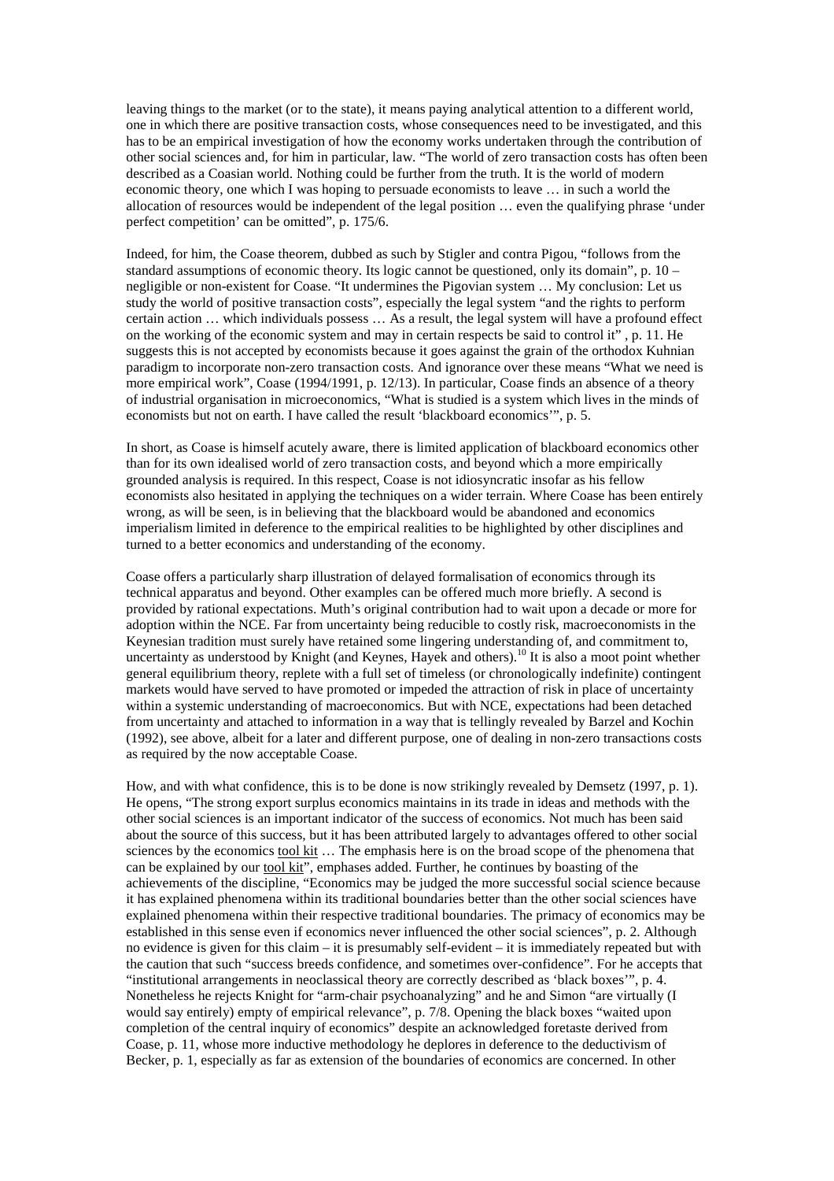leaving things to the market (or to the state), it means paying analytical attention to a different world, one in which there are positive transaction costs, whose consequences need to be investigated, and this has to be an empirical investigation of how the economy works undertaken through the contribution of other social sciences and, for him in particular, law. "The world of zero transaction costs has often been described as a Coasian world. Nothing could be further from the truth. It is the world of modern economic theory, one which I was hoping to persuade economists to leave … in such a world the allocation of resources would be independent of the legal position … even the qualifying phrase 'under perfect competition' can be omitted", p. 175/6.

Indeed, for him, the Coase theorem, dubbed as such by Stigler and contra Pigou, "follows from the standard assumptions of economic theory. Its logic cannot be questioned, only its domain", p. 10 – negligible or non-existent for Coase. "It undermines the Pigovian system … My conclusion: Let us study the world of positive transaction costs", especially the legal system "and the rights to perform certain action … which individuals possess … As a result, the legal system will have a profound effect on the working of the economic system and may in certain respects be said to control it" , p. 11. He suggests this is not accepted by economists because it goes against the grain of the orthodox Kuhnian paradigm to incorporate non-zero transaction costs. And ignorance over these means "What we need is more empirical work", Coase (1994/1991, p. 12/13). In particular, Coase finds an absence of a theory of industrial organisation in microeconomics, "What is studied is a system which lives in the minds of economists but not on earth. I have called the result 'blackboard economics'", p. 5.

In short, as Coase is himself acutely aware, there is limited application of blackboard economics other than for its own idealised world of zero transaction costs, and beyond which a more empirically grounded analysis is required. In this respect, Coase is not idiosyncratic insofar as his fellow economists also hesitated in applying the techniques on a wider terrain. Where Coase has been entirely wrong, as will be seen, is in believing that the blackboard would be abandoned and economics imperialism limited in deference to the empirical realities to be highlighted by other disciplines and turned to a better economics and understanding of the economy.

Coase offers a particularly sharp illustration of delayed formalisation of economics through its technical apparatus and beyond. Other examples can be offered much more briefly. A second is provided by rational expectations. Muth's original contribution had to wait upon a decade or more for adoption within the NCE. Far from uncertainty being reducible to costly risk, macroeconomists in the Keynesian tradition must surely have retained some lingering understanding of, and commitment to, uncertainty as understood by Knight (and Keynes, Hayek and others).[10] It is also a moot point whether general equilibrium theory, replete with a full set of timeless (or chronologically indefinite) contingent markets would have served to have promoted or impeded the attraction of risk in place of uncertainty within a systemic understanding of macroeconomics. But with NCE, expectations had been detached from uncertainty and attached to information in a way that is tellingly revealed by Barzel and Kochin (1992), see above, albeit for a later and different purpose, one of dealing in non-zero transactions costs as required by the now acceptable Coase.

How, and with what confidence, this is to be done is now strikingly revealed by Demsetz (1997, p. 1). He opens, "The strong export surplus economics maintains in its trade in ideas and methods with the other social sciences is an important indicator of the success of economics. Not much has been said about the source of this success, but it has been attributed largely to advantages offered to other social sciences by the economics <u>tool kit</u> … The emphasis here is on the broad scope of the phenomena that can be explained by our <u>tool kit</u>", emphases added. Further, he continues by boasting of the achievements of the discipline, "Economics may be judged the more successful social science because it has explained phenomena within its traditional boundaries better than the other social sciences have explained phenomena within their respective traditional boundaries. The primacy of economics may be established in this sense even if economics never influenced the other social sciences", p. 2. Although no evidence is given for this claim – it is presumably self-evident – it is immediately repeated but with the caution that such "success breeds confidence, and sometimes over-confidence". For he accepts that "institutional arrangements in neoclassical theory are correctly described as 'black boxes'", p. 4. Nonetheless he rejects Knight for "arm-chair psychoanalyzing" and he and Simon "are virtually (I would say entirely) empty of empirical relevance", p. 7/8. Opening the black boxes "waited upon completion of the central inquiry of economics" despite an acknowledged foretaste derived from Coase, p. 11, whose more inductive methodology he deplores in deference to the deductivism of Becker, p. 1, especially as far as extension of the boundaries of economics are concerned. In other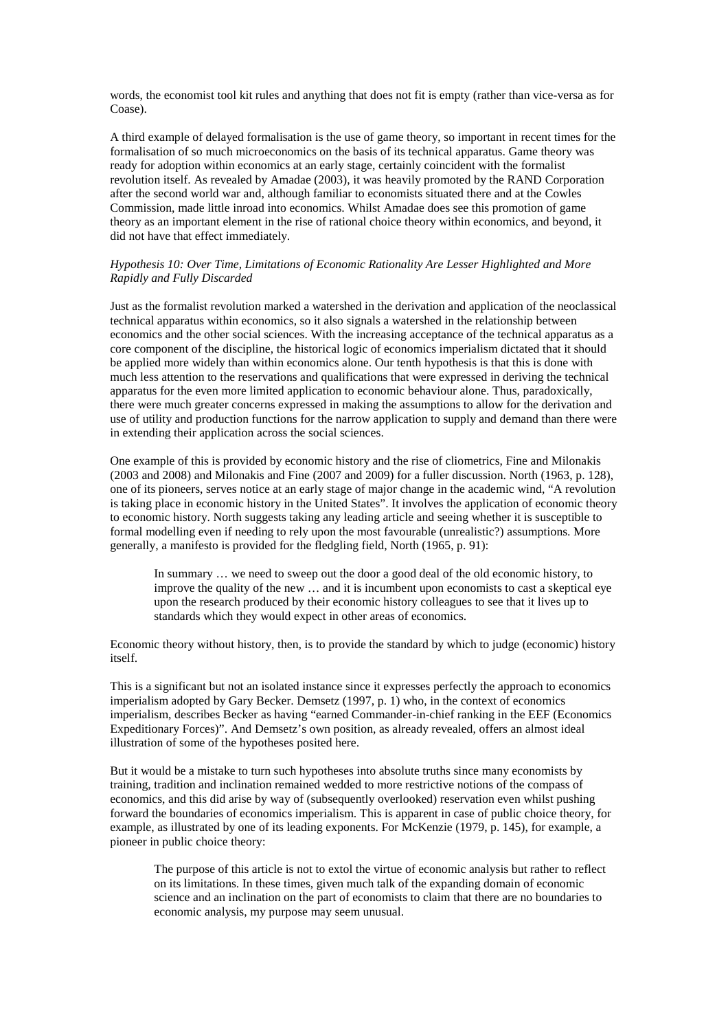words, the economist tool kit rules and anything that does not fit is empty (rather than vice-versa as for Coase).

A third example of delayed formalisation is the use of game theory, so important in recent times for the formalisation of so much microeconomics on the basis of its technical apparatus. Game theory was ready for adoption within economics at an early stage, certainly coincident with the formalist revolution itself. As revealed by Amadae (2003), it was heavily promoted by the RAND Corporation after the second world war and, although familiar to economists situated there and at the Cowles Commission, made little inroad into economics. Whilst Amadae does see this promotion of game theory as an important element in the rise of rational choice theory within economics, and beyond, it did not have that effect immediately.

*Hypothesis 10: Over Time, Limitations of Economic Rationality Are Lesser Highlighted and More Rapidly and Fully Discarded*

Just as the formalist revolution marked a watershed in the derivation and application of the neoclassical technical apparatus within economics, so it also signals a watershed in the relationship between economics and the other social sciences. With the increasing acceptance of the technical apparatus as a core component of the discipline, the historical logic of economics imperialism dictated that it should be applied more widely than within economics alone. Our tenth hypothesis is that this is done with much less attention to the reservations and qualifications that were expressed in deriving the technical apparatus for the even more limited application to economic behaviour alone. Thus, paradoxically, there were much greater concerns expressed in making the assumptions to allow for the derivation and use of utility and production functions for the narrow application to supply and demand than there were in extending their application across the social sciences.

One example of this is provided by economic history and the rise of cliometrics, Fine and Milonakis (2003 and 2008) and Milonakis and Fine (2007 and 2009) for a fuller discussion. North (1963, p. 128), one of its pioneers, serves notice at an early stage of major change in the academic wind, "A revolution is taking place in economic history in the United States". It involves the application of economic theory to economic history. North suggests taking any leading article and seeing whether it is susceptible to formal modelling even if needing to rely upon the most favourable (unrealistic?) assumptions. More generally, a manifesto is provided for the fledgling field, North (1965, p. 91):

> In summary … we need to sweep out the door a good deal of the old economic history, to improve the quality of the new … and it is incumbent upon economists to cast a skeptical eye upon the research produced by their economic history colleagues to see that it lives up to standards which they would expect in other areas of economics.

Economic theory without history, then, is to provide the standard by which to judge (economic) history itself.

This is a significant but not an isolated instance since it expresses perfectly the approach to economics imperialism adopted by Gary Becker. Demsetz (1997, p. 1) who, in the context of economics imperialism, describes Becker as having "earned Commander-in-chief ranking in the EEF (Economics Expeditionary Forces)". And Demsetz's own position, as already revealed, offers an almost ideal illustration of some of the hypotheses posited here.

But it would be a mistake to turn such hypotheses into absolute truths since many economists by training, tradition and inclination remained wedded to more restrictive notions of the compass of economics, and this did arise by way of (subsequently overlooked) reservation even whilst pushing forward the boundaries of economics imperialism. This is apparent in case of public choice theory, for example, as illustrated by one of its leading exponents. For McKenzie (1979, p. 145), for example, a pioneer in public choice theory:

> The purpose of this article is not to extol the virtue of economic analysis but rather to reflect on its limitations. In these times, given much talk of the expanding domain of economic science and an inclination on the part of economists to claim that there are no boundaries to economic analysis, my purpose may seem unusual.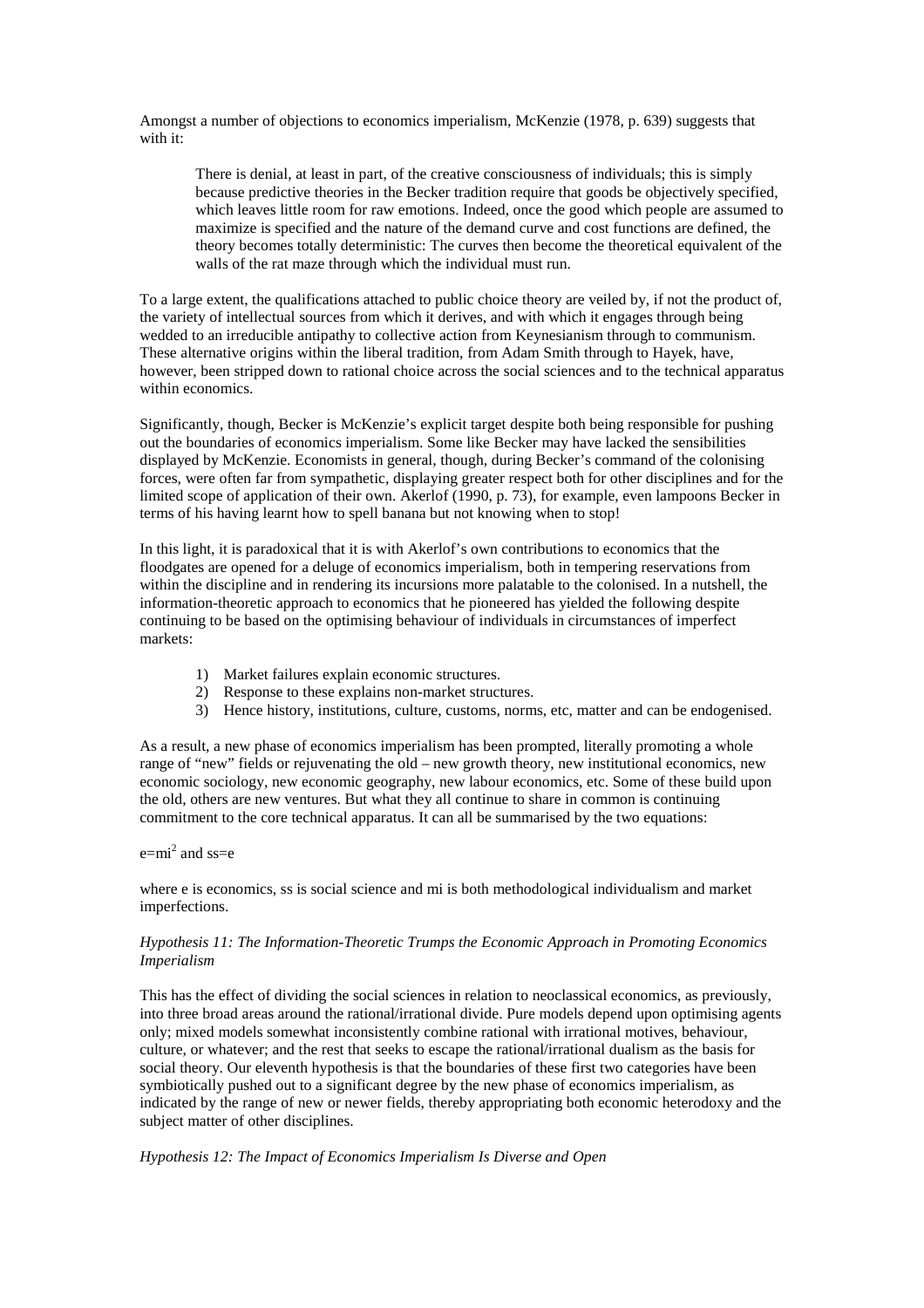Amongst a number of objections to economics imperialism, McKenzie (1978, p. 639) suggests that with it:

> There is denial, at least in part, of the creative consciousness of individuals; this is simply because predictive theories in the Becker tradition require that goods be objectively specified, which leaves little room for raw emotions. Indeed, once the good which people are assumed to maximize is specified and the nature of the demand curve and cost functions are defined, the theory becomes totally deterministic: The curves then become the theoretical equivalent of the walls of the rat maze through which the individual must run.

To a large extent, the qualifications attached to public choice theory are veiled by, if not the product of, the variety of intellectual sources from which it derives, and with which it engages through being wedded to an irreducible antipathy to collective action from Keynesianism through to communism. These alternative origins within the liberal tradition, from Adam Smith through to Hayek, have, however, been stripped down to rational choice across the social sciences and to the technical apparatus within economics.

Significantly, though, Becker is McKenzie's explicit target despite both being responsible for pushing out the boundaries of economics imperialism. Some like Becker may have lacked the sensibilities displayed by McKenzie. Economists in general, though, during Becker's command of the colonising forces, were often far from sympathetic, displaying greater respect both for other disciplines and for the limited scope of application of their own. Akerlof (1990, p. 73), for example, even lampoons Becker in terms of his having learnt how to spell banana but not knowing when to stop!

In this light, it is paradoxical that it is with Akerlof's own contributions to economics that the floodgates are opened for a deluge of economics imperialism, both in tempering reservations from within the discipline and in rendering its incursions more palatable to the colonised. In a nutshell, the information-theoretic approach to economics that he pioneered has yielded the following despite continuing to be based on the optimising behaviour of individuals in circumstances of imperfect markets:

1) Market failures explain economic structures.
2) Response to these explains non-market structures.
3) Hence history, institutions, culture, customs, norms, etc, matter and can be endogenised.

As a result, a new phase of economics imperialism has been prompted, literally promoting a whole range of "new" fields or rejuvenating the old – new growth theory, new institutional economics, new economic sociology, new economic geography, new labour economics, etc. Some of these build upon the old, others are new ventures. But what they all continue to share in common is continuing commitment to the core technical apparatus. It can all be summarised by the two equations:

$e=mi^2$ and $ss=e$

where e is economics, ss is social science and mi is both methodological individualism and market imperfections.

*Hypothesis 11: The Information-Theoretic Trumps the Economic Approach in Promoting Economics Imperialism*

This has the effect of dividing the social sciences in relation to neoclassical economics, as previously, into three broad areas around the rational/irrational divide. Pure models depend upon optimising agents only; mixed models somewhat inconsistently combine rational with irrational motives, behaviour, culture, or whatever; and the rest that seeks to escape the rational/irrational dualism as the basis for social theory. Our eleventh hypothesis is that the boundaries of these first two categories have been symbiotically pushed out to a significant degree by the new phase of economics imperialism, as indicated by the range of new or newer fields, thereby appropriating both economic heterodoxy and the subject matter of other disciplines.

*Hypothesis 12: The Impact of Economics Imperialism Is Diverse and Open*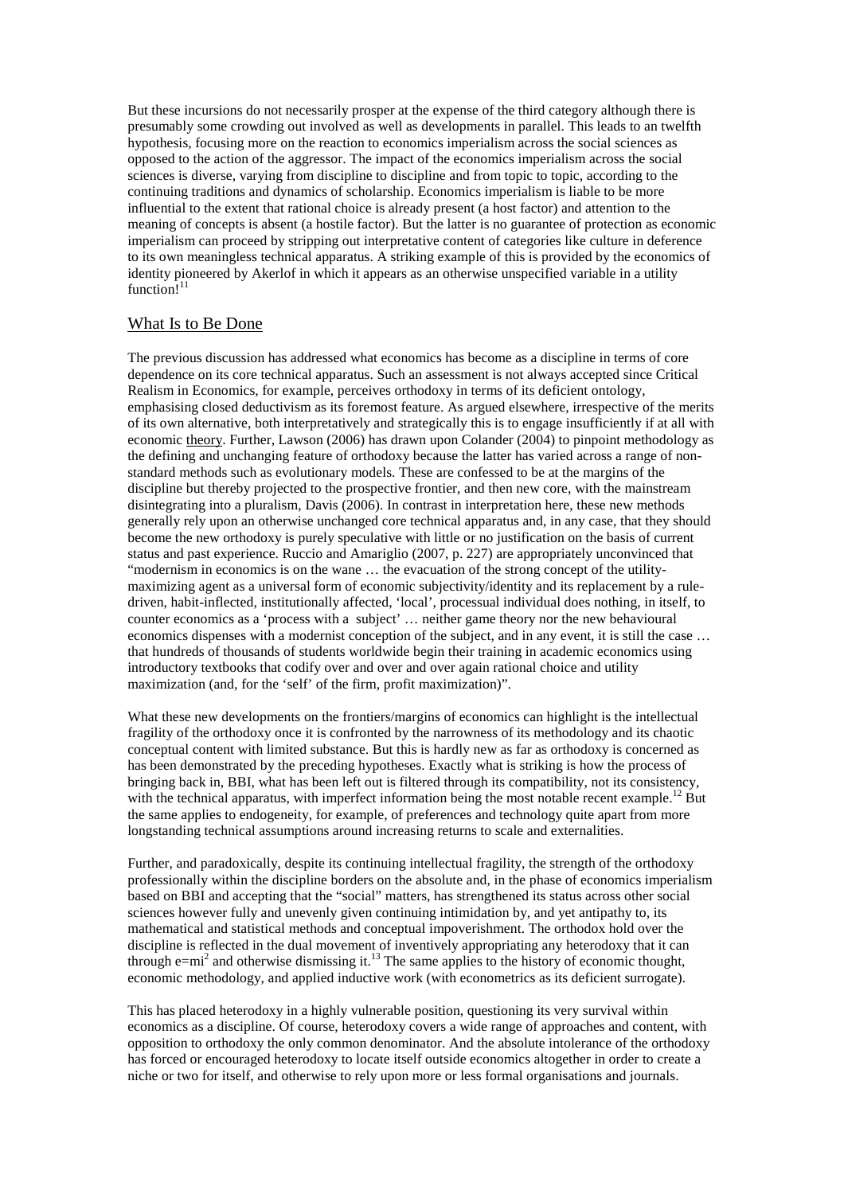But these incursions do not necessarily prosper at the expense of the third category although there is presumably some crowding out involved as well as developments in parallel. This leads to an twelfth hypothesis, focusing more on the reaction to economics imperialism across the social sciences as opposed to the action of the aggressor. The impact of the economics imperialism across the social sciences is diverse, varying from discipline to discipline and from topic to topic, according to the continuing traditions and dynamics of scholarship. Economics imperialism is liable to be more influential to the extent that rational choice is already present (a host factor) and attention to the meaning of concepts is absent (a hostile factor). But the latter is no guarantee of protection as economic imperialism can proceed by stripping out interpretative content of categories like culture in deference to its own meaningless technical apparatus. A striking example of this is provided by the economics of identity pioneered by Akerlof in which it appears as an otherwise unspecified variable in a utility function![11]

## What Is to Be Done

The previous discussion has addressed what economics has become as a discipline in terms of core dependence on its core technical apparatus. Such an assessment is not always accepted since Critical Realism in Economics, for example, perceives orthodoxy in terms of its deficient ontology, emphasising closed deductivism as its foremost feature. As argued elsewhere, irrespective of the merits of its own alternative, both interpretatively and strategically this is to engage insufficiently if at all with economic theory. Further, Lawson (2006) has drawn upon Colander (2004) to pinpoint methodology as the defining and unchanging feature of orthodoxy because the latter has varied across a range of non-standard methods such as evolutionary models. These are confessed to be at the margins of the discipline but thereby projected to the prospective frontier, and then new core, with the mainstream disintegrating into a pluralism, Davis (2006). In contrast in interpretation here, these new methods generally rely upon an otherwise unchanged core technical apparatus and, in any case, that they should become the new orthodoxy is purely speculative with little or no justification on the basis of current status and past experience. Ruccio and Amariglio (2007, p. 227) are appropriately unconvinced that "modernism in economics is on the wane … the evacuation of the strong concept of the utility-maximizing agent as a universal form of economic subjectivity/identity and its replacement by a rule-driven, habit-inflected, institutionally affected, 'local', processual individual does nothing, in itself, to counter economics as a 'process with a subject' … neither game theory nor the new behavioural economics dispenses with a modernist conception of the subject, and in any event, it is still the case … that hundreds of thousands of students worldwide begin their training in academic economics using introductory textbooks that codify over and over and over again rational choice and utility maximization (and, for the 'self' of the firm, profit maximization)".

What these new developments on the frontiers/margins of economics can highlight is the intellectual fragility of the orthodoxy once it is confronted by the narrowness of its methodology and its chaotic conceptual content with limited substance. But this is hardly new as far as orthodoxy is concerned as has been demonstrated by the preceding hypotheses. Exactly what is striking is how the process of bringing back in, BBI, what has been left out is filtered through its compatibility, not its consistency, with the technical apparatus, with imperfect information being the most notable recent example.[12] But the same applies to endogeneity, for example, of preferences and technology quite apart from more longstanding technical assumptions around increasing returns to scale and externalities.

Further, and paradoxically, despite its continuing intellectual fragility, the strength of the orthodoxy professionally within the discipline borders on the absolute and, in the phase of economics imperialism based on BBI and accepting that the "social" matters, has strengthened its status across other social sciences however fully and unevenly given continuing intimidation by, and yet antipathy to, its mathematical and statistical methods and conceptual impoverishment. The orthodox hold over the discipline is reflected in the dual movement of inventively appropriating any heterodoxy that it can through $e=mi^2$ and otherwise dismissing it.[13] The same applies to the history of economic thought, economic methodology, and applied inductive work (with econometrics as its deficient surrogate).

This has placed heterodoxy in a highly vulnerable position, questioning its very survival within economics as a discipline. Of course, heterodoxy covers a wide range of approaches and content, with opposition to orthodoxy the only common denominator. And the absolute intolerance of the orthodoxy has forced or encouraged heterodoxy to locate itself outside economics altogether in order to create a niche or two for itself, and otherwise to rely upon more or less formal organisations and journals.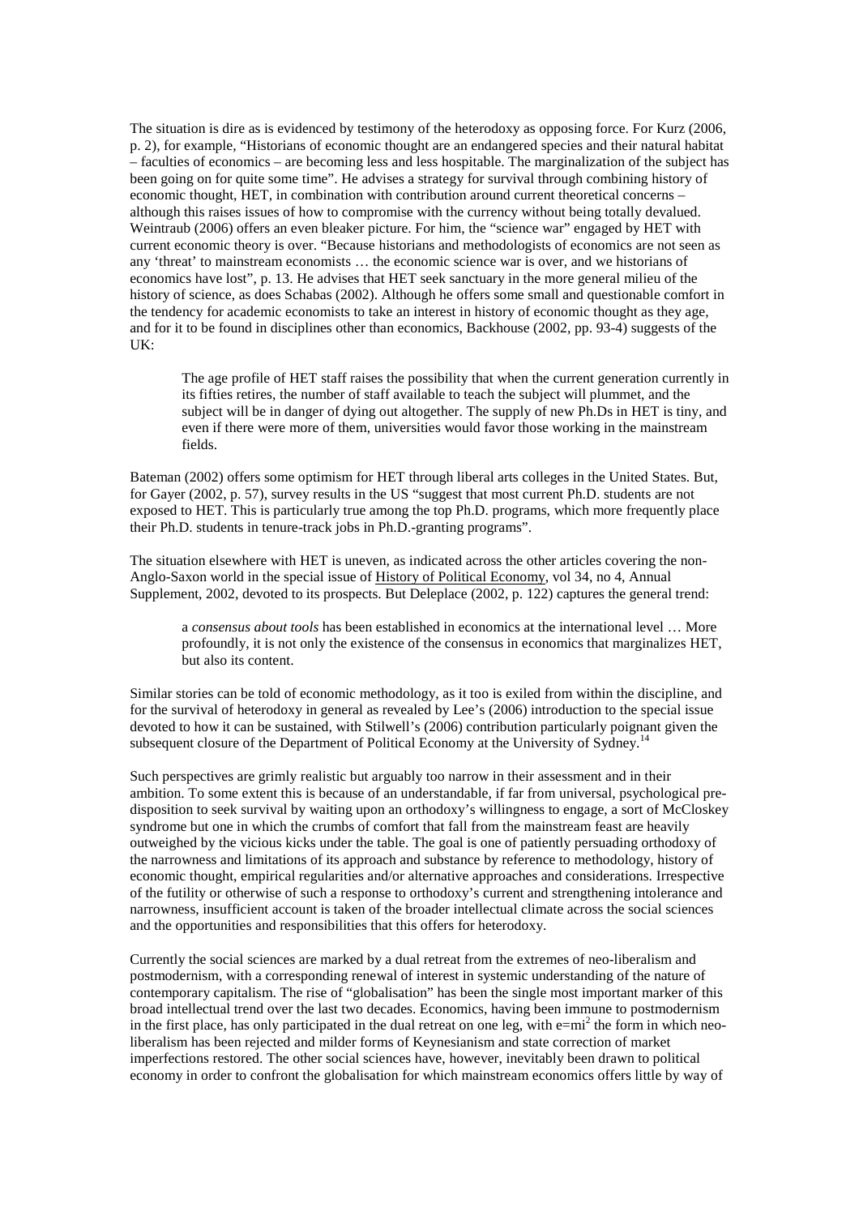The situation is dire as is evidenced by testimony of the heterodoxy as opposing force. For Kurz (2006, p. 2), for example, "Historians of economic thought are an endangered species and their natural habitat – faculties of economics – are becoming less and less hospitable. The marginalization of the subject has been going on for quite some time". He advises a strategy for survival through combining history of economic thought, HET, in combination with contribution around current theoretical concerns – although this raises issues of how to compromise with the currency without being totally devalued. Weintraub (2006) offers an even bleaker picture. For him, the "science war" engaged by HET with current economic theory is over. "Because historians and methodologists of economics are not seen as any 'threat' to mainstream economists … the economic science war is over, and we historians of economics have lost", p. 13. He advises that HET seek sanctuary in the more general milieu of the history of science, as does Schabas (2002). Although he offers some small and questionable comfort in the tendency for academic economists to take an interest in history of economic thought as they age, and for it to be found in disciplines other than economics, Backhouse (2002, pp. 93-4) suggests of the UK:

> The age profile of HET staff raises the possibility that when the current generation currently in its fifties retires, the number of staff available to teach the subject will plummet, and the subject will be in danger of dying out altogether. The supply of new Ph.Ds in HET is tiny, and even if there were more of them, universities would favor those working in the mainstream fields.

Bateman (2002) offers some optimism for HET through liberal arts colleges in the United States. But, for Gayer (2002, p. 57), survey results in the US "suggest that most current Ph.D. students are not exposed to HET. This is particularly true among the top Ph.D. programs, which more frequently place their Ph.D. students in tenure-track jobs in Ph.D.-granting programs".

The situation elsewhere with HET is uneven, as indicated across the other articles covering the non-Anglo-Saxon world in the special issue of History of Political Economy, vol 34, no 4, Annual Supplement, 2002, devoted to its prospects. But Deleplace (2002, p. 122) captures the general trend:

> a *consensus about tools* has been established in economics at the international level … More profoundly, it is not only the existence of the consensus in economics that marginalizes HET, but also its content.

Similar stories can be told of economic methodology, as it too is exiled from within the discipline, and for the survival of heterodoxy in general as revealed by Lee's (2006) introduction to the special issue devoted to how it can be sustained, with Stilwell's (2006) contribution particularly poignant given the subsequent closure of the Department of Political Economy at the University of Sydney.[14]

Such perspectives are grimly realistic but arguably too narrow in their assessment and in their ambition. To some extent this is because of an understandable, if far from universal, psychological pre-disposition to seek survival by waiting upon an orthodoxy's willingness to engage, a sort of McCloskey syndrome but one in which the crumbs of comfort that fall from the mainstream feast are heavily outweighed by the vicious kicks under the table. The goal is one of patiently persuading orthodoxy of the narrowness and limitations of its approach and substance by reference to methodology, history of economic thought, empirical regularities and/or alternative approaches and considerations. Irrespective of the futility or otherwise of such a response to orthodoxy's current and strengthening intolerance and narrowness, insufficient account is taken of the broader intellectual climate across the social sciences and the opportunities and responsibilities that this offers for heterodoxy.

Currently the social sciences are marked by a dual retreat from the extremes of neo-liberalism and postmodernism, with a corresponding renewal of interest in systemic understanding of the nature of contemporary capitalism. The rise of "globalisation" has been the single most important marker of this broad intellectual trend over the last two decades. Economics, having been immune to postmodernism in the first place, has only participated in the dual retreat on one leg, with $e=mi^2$ the form in which neo-liberalism has been rejected and milder forms of Keynesianism and state correction of market imperfections restored. The other social sciences have, however, inevitably been drawn to political economy in order to confront the globalisation for which mainstream economics offers little by way of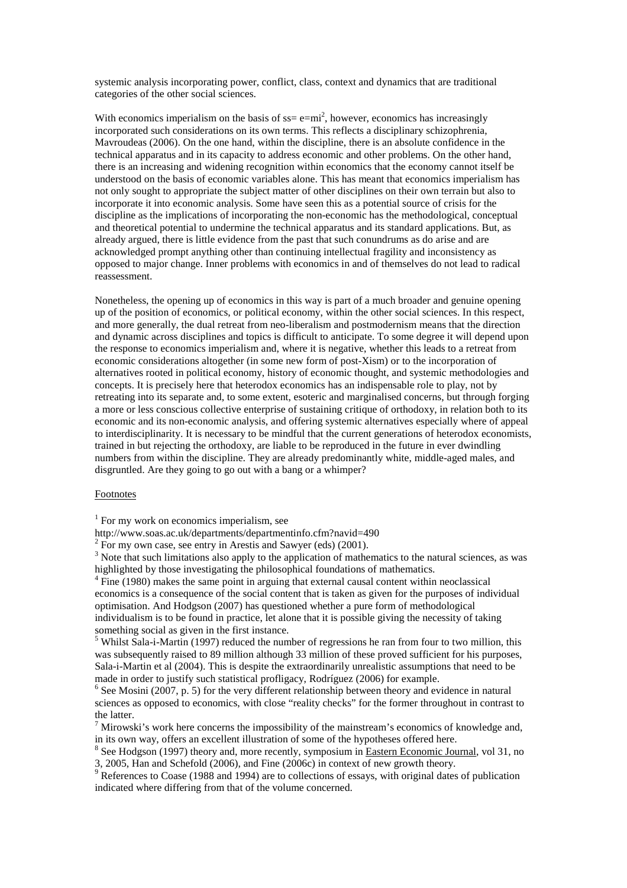systemic analysis incorporating power, conflict, class, context and dynamics that are traditional categories of the other social sciences.

With economics imperialism on the basis of $ss= e=mi^2$, however, economics has increasingly incorporated such considerations on its own terms. This reflects a disciplinary schizophrenia, Mavroudeas (2006). On the one hand, within the discipline, there is an absolute confidence in the technical apparatus and in its capacity to address economic and other problems. On the other hand, there is an increasing and widening recognition within economics that the economy cannot itself be understood on the basis of economic variables alone. This has meant that economics imperialism has not only sought to appropriate the subject matter of other disciplines on their own terrain but also to incorporate it into economic analysis. Some have seen this as a potential source of crisis for the discipline as the implications of incorporating the non-economic has the methodological, conceptual and theoretical potential to undermine the technical apparatus and its standard applications. But, as already argued, there is little evidence from the past that such conundrums as do arise and are acknowledged prompt anything other than continuing intellectual fragility and inconsistency as opposed to major change. Inner problems with economics in and of themselves do not lead to radical reassessment.

Nonetheless, the opening up of economics in this way is part of a much broader and genuine opening up of the position of economics, or political economy, within the other social sciences. In this respect, and more generally, the dual retreat from neo-liberalism and postmodernism means that the direction and dynamic across disciplines and topics is difficult to anticipate. To some degree it will depend upon the response to economics imperialism and, where it is negative, whether this leads to a retreat from economic considerations altogether (in some new form of post-Xism) or to the incorporation of alternatives rooted in political economy, history of economic thought, and systemic methodologies and concepts. It is precisely here that heterodox economics has an indispensable role to play, not by retreating into its separate and, to some extent, esoteric and marginalised concerns, but through forging a more or less conscious collective enterprise of sustaining critique of orthodoxy, in relation both to its economic and its non-economic analysis, and offering systemic alternatives especially where of appeal to interdisciplinarity. It is necessary to be mindful that the current generations of heterodox economists, trained in but rejecting the orthodoxy, are liable to be reproduced in the future in ever dwindling numbers from within the discipline. They are already predominantly white, middle-aged males, and disgruntled. Are they going to go out with a bang or a whimper?

Footnotes

[1] For my work on economics imperialism, see http://www.soas.ac.uk/departments/departmentinfo.cfm?navid=490

[2] For my own case, see entry in Arestis and Sawyer (eds) (2001).

[3] Note that such limitations also apply to the application of mathematics to the natural sciences, as was highlighted by those investigating the philosophical foundations of mathematics.

[4] Fine (1980) makes the same point in arguing that external causal content within neoclassical economics is a consequence of the social content that is taken as given for the purposes of individual optimisation. And Hodgson (2007) has questioned whether a pure form of methodological individualism is to be found in practice, let alone that it is possible giving the necessity of taking something social as given in the first instance.

[5] Whilst Sala-i-Martin (1997) reduced the number of regressions he ran from four to two million, this was subsequently raised to 89 million although 33 million of these proved sufficient for his purposes, Sala-i-Martin et al (2004). This is despite the extraordinarily unrealistic assumptions that need to be made in order to justify such statistical profligacy, Rodríguez (2006) for example.

[6] See Mosini (2007, p. 5) for the very different relationship between theory and evidence in natural sciences as opposed to economics, with close "reality checks" for the former throughout in contrast to the latter.

[7] Mirowski's work here concerns the impossibility of the mainstream's economics of knowledge and, in its own way, offers an excellent illustration of some of the hypotheses offered here.

[8] See Hodgson (1997) theory and, more recently, symposium in Eastern Economic Journal, vol 31, no 3, 2005, Han and Schefold (2006), and Fine (2006c) in context of new growth theory.

[9] References to Coase (1988 and 1994) are to collections of essays, with original dates of publication indicated where differing from that of the volume concerned.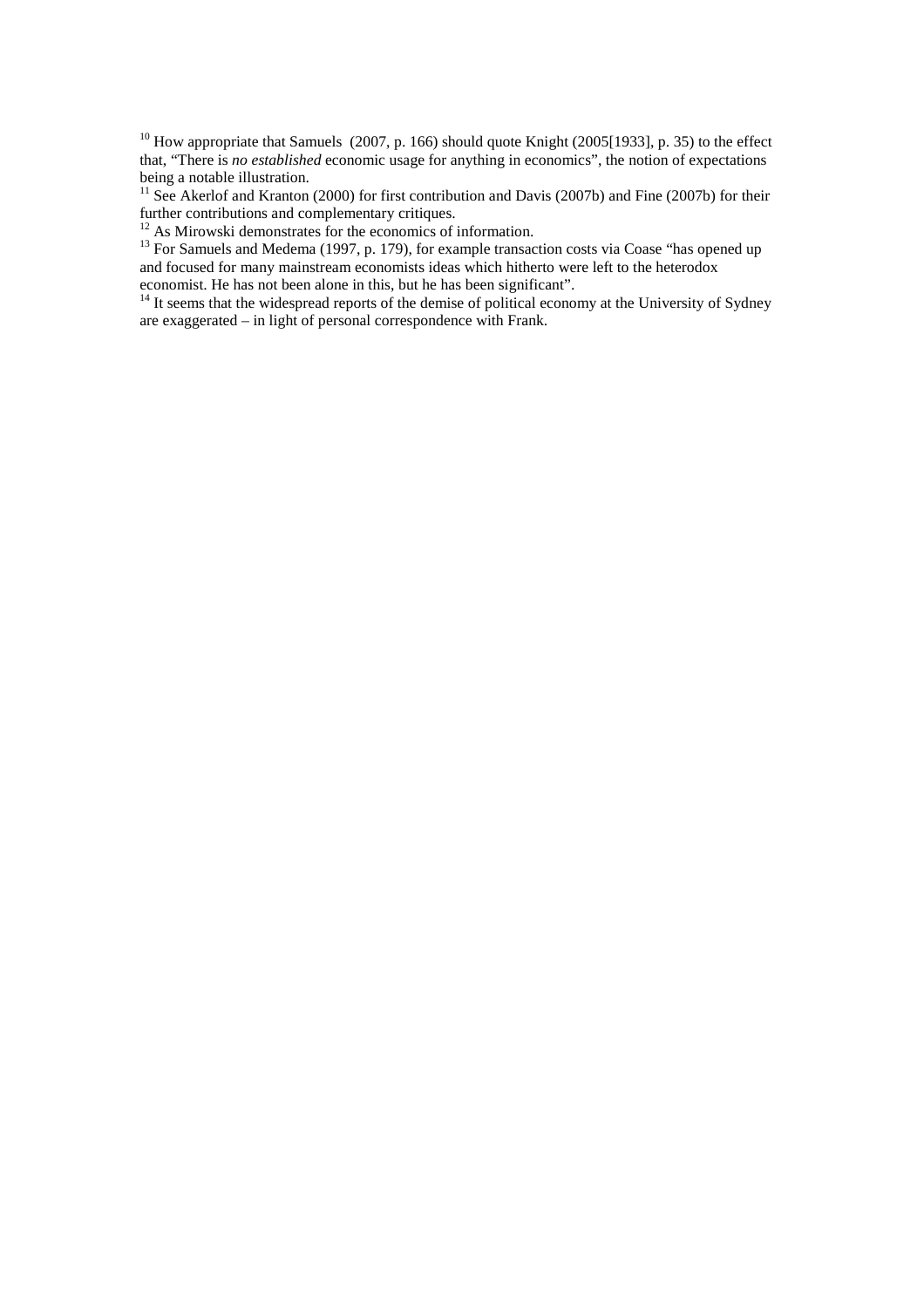[10] How appropriate that Samuels (2007, p. 166) should quote Knight (2005[1933], p. 35) to the effect that, "There is *no established* economic usage for anything in economics", the notion of expectations being a notable illustration.

[11] See Akerlof and Kranton (2000) for first contribution and Davis (2007b) and Fine (2007b) for their further contributions and complementary critiques.

[12] As Mirowski demonstrates for the economics of information.

[13] For Samuels and Medema (1997, p. 179), for example transaction costs via Coase "has opened up and focused for many mainstream economists ideas which hitherto were left to the heterodox economist. He has not been alone in this, but he has been significant".

[14] It seems that the widespread reports of the demise of political economy at the University of Sydney are exaggerated – in light of personal correspondence with Frank.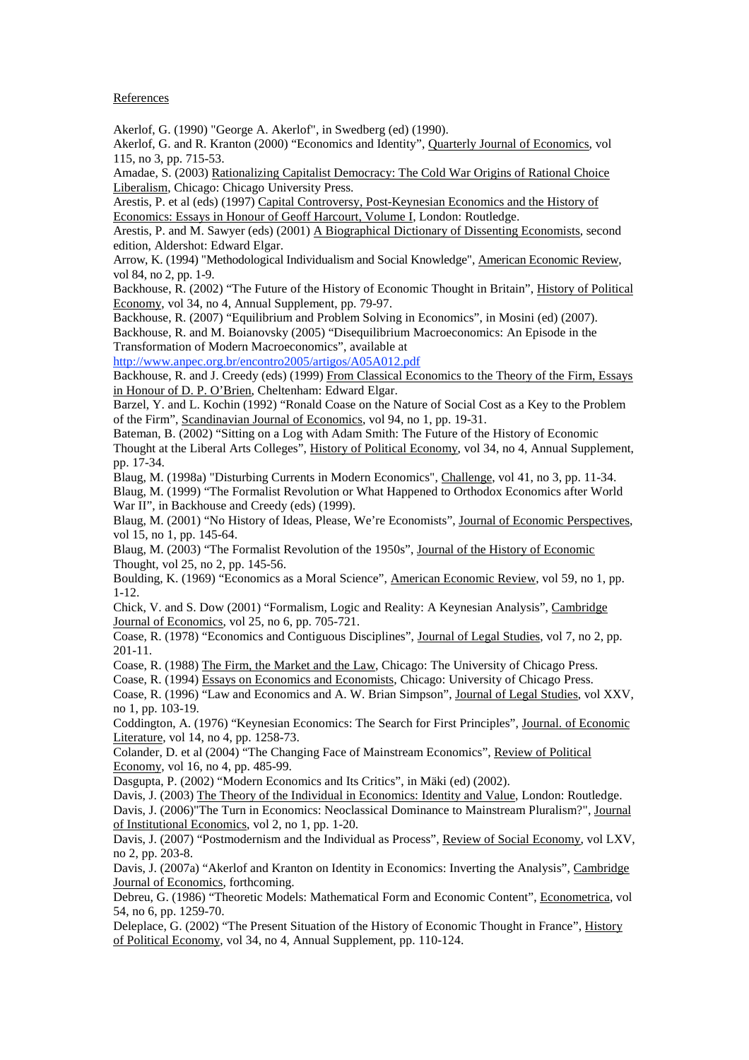References

Akerlof, G. (1990) "George A. Akerlof", in Swedberg (ed) (1990).
Akerlof, G. and R. Kranton (2000) "Economics and Identity", Quarterly Journal of Economics, vol 115, no 3, pp. 715-53.
Amadae, S. (2003) Rationalizing Capitalist Democracy: The Cold War Origins of Rational Choice Liberalism, Chicago: Chicago University Press.
Arestis, P. et al (eds) (1997) Capital Controversy, Post-Keynesian Economics and the History of Economics: Essays in Honour of Geoff Harcourt, Volume I, London: Routledge.
Arestis, P. and M. Sawyer (eds) (2001) A Biographical Dictionary of Dissenting Economists, second edition, Aldershot: Edward Elgar.
Arrow, K. (1994) "Methodological Individualism and Social Knowledge", American Economic Review, vol 84, no 2, pp. 1-9.
Backhouse, R. (2002) "The Future of the History of Economic Thought in Britain", History of Political Economy, vol 34, no 4, Annual Supplement, pp. 79-97.
Backhouse, R. (2007) "Equilibrium and Problem Solving in Economics", in Mosini (ed) (2007).
Backhouse, R. and M. Boianovsky (2005) "Disequilibrium Macroeconomics: An Episode in the Transformation of Modern Macroeconomics", available at http://www.anpec.org.br/encontro2005/artigos/A05A012.pdf
Backhouse, R. and J. Creedy (eds) (1999) From Classical Economics to the Theory of the Firm, Essays in Honour of D. P. O'Brien, Cheltenham: Edward Elgar.
Barzel, Y. and L. Kochin (1992) "Ronald Coase on the Nature of Social Cost as a Key to the Problem of the Firm", Scandinavian Journal of Economics, vol 94, no 1, pp. 19-31.
Bateman, B. (2002) "Sitting on a Log with Adam Smith: The Future of the History of Economic Thought at the Liberal Arts Colleges", History of Political Economy, vol 34, no 4, Annual Supplement, pp. 17-34.
Blaug, M. (1998a) "Disturbing Currents in Modern Economics", Challenge, vol 41, no 3, pp. 11-34.
Blaug, M. (1999) "The Formalist Revolution or What Happened to Orthodox Economics after World War II", in Backhouse and Creedy (eds) (1999).
Blaug, M. (2001) "No History of Ideas, Please, We're Economists", Journal of Economic Perspectives, vol 15, no 1, pp. 145-64.
Blaug, M. (2003) "The Formalist Revolution of the 1950s", Journal of the History of Economic Thought, vol 25, no 2, pp. 145-56.
Boulding, K. (1969) "Economics as a Moral Science", American Economic Review, vol 59, no 1, pp. 1-12.
Chick, V. and S. Dow (2001) "Formalism, Logic and Reality: A Keynesian Analysis", Cambridge Journal of Economics, vol 25, no 6, pp. 705-721.
Coase, R. (1978) "Economics and Contiguous Disciplines", Journal of Legal Studies, vol 7, no 2, pp. 201-11.
Coase, R. (1988) The Firm, the Market and the Law, Chicago: The University of Chicago Press.
Coase, R. (1994) Essays on Economics and Economists, Chicago: University of Chicago Press.
Coase, R. (1996) "Law and Economics and A. W. Brian Simpson", Journal of Legal Studies, vol XXV, no 1, pp. 103-19.
Coddington, A. (1976) "Keynesian Economics: The Search for First Principles", Journal. of Economic Literature, vol 14, no 4, pp. 1258-73.
Colander, D. et al (2004) "The Changing Face of Mainstream Economics", Review of Political Economy, vol 16, no 4, pp. 485-99.
Dasgupta, P. (2002) "Modern Economics and Its Critics", in Mäki (ed) (2002).
Davis, J. (2003) The Theory of the Individual in Economics: Identity and Value, London: Routledge.
Davis, J. (2006)"The Turn in Economics: Neoclassical Dominance to Mainstream Pluralism?", Journal of Institutional Economics, vol 2, no 1, pp. 1-20.
Davis, J. (2007) "Postmodernism and the Individual as Process", Review of Social Economy, vol LXV, no 2, pp. 203-8.
Davis, J. (2007a) "Akerlof and Kranton on Identity in Economics: Inverting the Analysis", Cambridge Journal of Economics, forthcoming.
Debreu, G. (1986) "Theoretic Models: Mathematical Form and Economic Content", Econometrica, vol 54, no 6, pp. 1259-70.
Deleplace, G. (2002) "The Present Situation of the History of Economic Thought in France", History of Political Economy, vol 34, no 4, Annual Supplement, pp. 110-124.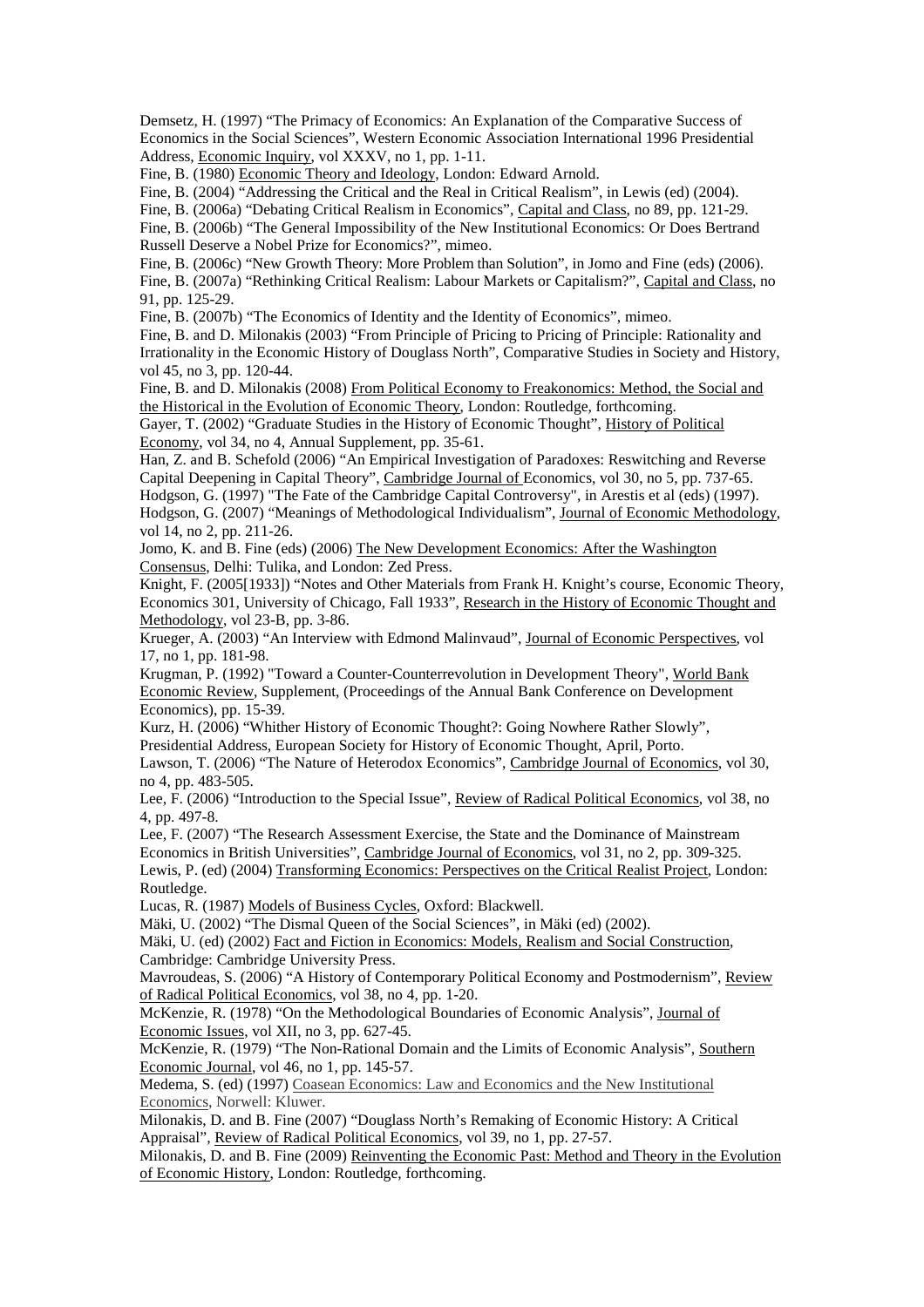Demsetz, H. (1997) “The Primacy of Economics: An Explanation of the Comparative Success of Economics in the Social Sciences”, Western Economic Association International 1996 Presidential Address, Economic Inquiry, vol XXXV, no 1, pp. 1-11.

Fine, B. (1980) Economic Theory and Ideology, London: Edward Arnold.

Fine, B. (2004) “Addressing the Critical and the Real in Critical Realism”, in Lewis (ed) (2004).

Fine, B. (2006a) “Debating Critical Realism in Economics”, Capital and Class, no 89, pp. 121-29.

Fine, B. (2006b) “The General Impossibility of the New Institutional Economics: Or Does Bertrand Russell Deserve a Nobel Prize for Economics?”, mimeo.

Fine, B. (2006c) “New Growth Theory: More Problem than Solution”, in Jomo and Fine (eds) (2006).

Fine, B. (2007a) “Rethinking Critical Realism: Labour Markets or Capitalism?”, Capital and Class, no 91, pp. 125-29.

Fine, B. (2007b) “The Economics of Identity and the Identity of Economics”, mimeo.

Fine, B. and D. Milonakis (2003) “From Principle of Pricing to Pricing of Principle: Rationality and Irrationality in the Economic History of Douglass North”, Comparative Studies in Society and History, vol 45, no 3, pp. 120-44.

Fine, B. and D. Milonakis (2008) From Political Economy to Freakonomics: Method, the Social and the Historical in the Evolution of Economic Theory, London: Routledge, forthcoming.

Gayer, T. (2002) “Graduate Studies in the History of Economic Thought”, History of Political Economy, vol 34, no 4, Annual Supplement, pp. 35-61.

Han, Z. and B. Schefold (2006) “An Empirical Investigation of Paradoxes: Reswitching and Reverse Capital Deepening in Capital Theory”, Cambridge Journal of Economics, vol 30, no 5, pp. 737-65.

Hodgson, G. (1997) "The Fate of the Cambridge Capital Controversy", in Arestis et al (eds) (1997).

Hodgson, G. (2007) “Meanings of Methodological Individualism”, Journal of Economic Methodology, vol 14, no 2, pp. 211-26.

Jomo, K. and B. Fine (eds) (2006) The New Development Economics: After the Washington Consensus, Delhi: Tulika, and London: Zed Press.

Knight, F. (2005[1933]) “Notes and Other Materials from Frank H. Knight’s course, Economic Theory, Economics 301, University of Chicago, Fall 1933”, Research in the History of Economic Thought and Methodology, vol 23-B, pp. 3-86.

Krueger, A. (2003) “An Interview with Edmond Malinvaud”, Journal of Economic Perspectives, vol 17, no 1, pp. 181-98.

Krugman, P. (1992) "Toward a Counter-Counterrevolution in Development Theory", World Bank Economic Review, Supplement, (Proceedings of the Annual Bank Conference on Development Economics), pp. 15-39.

Kurz, H. (2006) “Whither History of Economic Thought?: Going Nowhere Rather Slowly”, Presidential Address, European Society for History of Economic Thought, April, Porto.

Lawson, T. (2006) “The Nature of Heterodox Economics”, Cambridge Journal of Economics, vol 30, no 4, pp. 483-505.

Lee, F. (2006) “Introduction to the Special Issue”, Review of Radical Political Economics, vol 38, no 4, pp. 497-8.

Lee, F. (2007) “The Research Assessment Exercise, the State and the Dominance of Mainstream Economics in British Universities”, Cambridge Journal of Economics, vol 31, no 2, pp. 309-325.

Lewis, P. (ed) (2004) Transforming Economics: Perspectives on the Critical Realist Project, London: Routledge.

Lucas, R. (1987) Models of Business Cycles, Oxford: Blackwell.

Mäki, U. (2002) “The Dismal Queen of the Social Sciences”, in Mäki (ed) (2002).

Mäki, U. (ed) (2002) Fact and Fiction in Economics: Models, Realism and Social Construction, Cambridge: Cambridge University Press.

Mavroudeas, S. (2006) “A History of Contemporary Political Economy and Postmodernism”, Review of Radical Political Economics, vol 38, no 4, pp. 1-20.

McKenzie, R. (1978) “On the Methodological Boundaries of Economic Analysis”, Journal of Economic Issues, vol XII, no 3, pp. 627-45.

McKenzie, R. (1979) “The Non-Rational Domain and the Limits of Economic Analysis”, Southern Economic Journal, vol 46, no 1, pp. 145-57.

Medema, S. (ed) (1997) Coasean Economics: Law and Economics and the New Institutional Economics, Norwell: Kluwer.

Milonakis, D. and B. Fine (2007) “Douglass North’s Remaking of Economic History: A Critical Appraisal”, Review of Radical Political Economics, vol 39, no 1, pp. 27-57.

Milonakis, D. and B. Fine (2009) Reinventing the Economic Past: Method and Theory in the Evolution of Economic History, London: Routledge, forthcoming.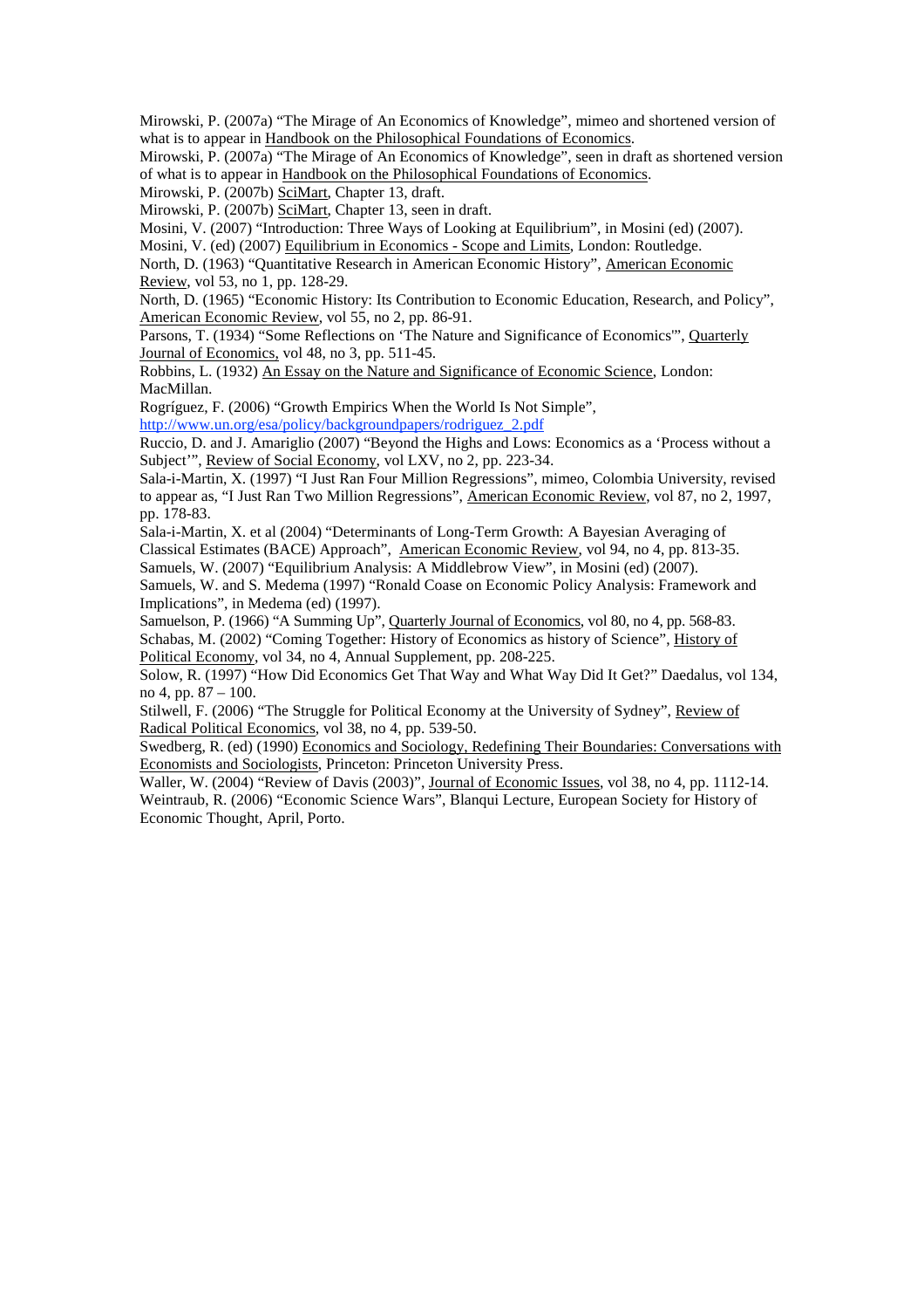Mirowski, P. (2007a) "The Mirage of An Economics of Knowledge", mimeo and shortened version of what is to appear in Handbook on the Philosophical Foundations of Economics.

Mirowski, P. (2007a) "The Mirage of An Economics of Knowledge", seen in draft as shortened version of what is to appear in Handbook on the Philosophical Foundations of Economics.

Mirowski, P. (2007b) SciMart, Chapter 13, draft.

Mirowski, P. (2007b) SciMart, Chapter 13, seen in draft.

Mosini, V. (2007) "Introduction: Three Ways of Looking at Equilibrium", in Mosini (ed) (2007).

Mosini, V. (ed) (2007) Equilibrium in Economics - Scope and Limits, London: Routledge.

North, D. (1963) "Quantitative Research in American Economic History", American Economic Review, vol 53, no 1, pp. 128-29.

North, D. (1965) "Economic History: Its Contribution to Economic Education, Research, and Policy", American Economic Review, vol 55, no 2, pp. 86-91.

Parsons, T. (1934) "Some Reflections on 'The Nature and Significance of Economics'", Quarterly Journal of Economics, vol 48, no 3, pp. 511-45.

Robbins, L. (1932) An Essay on the Nature and Significance of Economic Science, London: MacMillan.

Rogríguez, F. (2006) "Growth Empirics When the World Is Not Simple", http://www.un.org/esa/policy/backgroundpapers/rodriguez_2.pdf

Ruccio, D. and J. Amariglio (2007) "Beyond the Highs and Lows: Economics as a 'Process without a Subject'", Review of Social Economy, vol LXV, no 2, pp. 223-34.

Sala-i-Martin, X. (1997) "I Just Ran Four Million Regressions", mimeo, Colombia University, revised to appear as, "I Just Ran Two Million Regressions", American Economic Review, vol 87, no 2, 1997, pp. 178-83.

Sala-i-Martin, X. et al (2004) "Determinants of Long-Term Growth: A Bayesian Averaging of Classical Estimates (BACE) Approach", American Economic Review, vol 94, no 4, pp. 813-35.

Samuels, W. (2007) "Equilibrium Analysis: A Middlebrow View", in Mosini (ed) (2007).

Samuels, W. and S. Medema (1997) "Ronald Coase on Economic Policy Analysis: Framework and Implications", in Medema (ed) (1997).

Samuelson, P. (1966) "A Summing Up", Quarterly Journal of Economics, vol 80, no 4, pp. 568-83.

Schabas, M. (2002) "Coming Together: History of Economics as history of Science", History of Political Economy, vol 34, no 4, Annual Supplement, pp. 208-225.

Solow, R. (1997) "How Did Economics Get That Way and What Way Did It Get?" Daedalus, vol 134, no 4, pp. 87 – 100.

Stilwell, F. (2006) "The Struggle for Political Economy at the University of Sydney", Review of Radical Political Economics, vol 38, no 4, pp. 539-50.

Swedberg, R. (ed) (1990) Economics and Sociology, Redefining Their Boundaries: Conversations with Economists and Sociologists, Princeton: Princeton University Press.

Waller, W. (2004) "Review of Davis (2003)", Journal of Economic Issues, vol 38, no 4, pp. 1112-14.

Weintraub, R. (2006) "Economic Science Wars", Blanqui Lecture, European Society for History of Economic Thought, April, Porto.